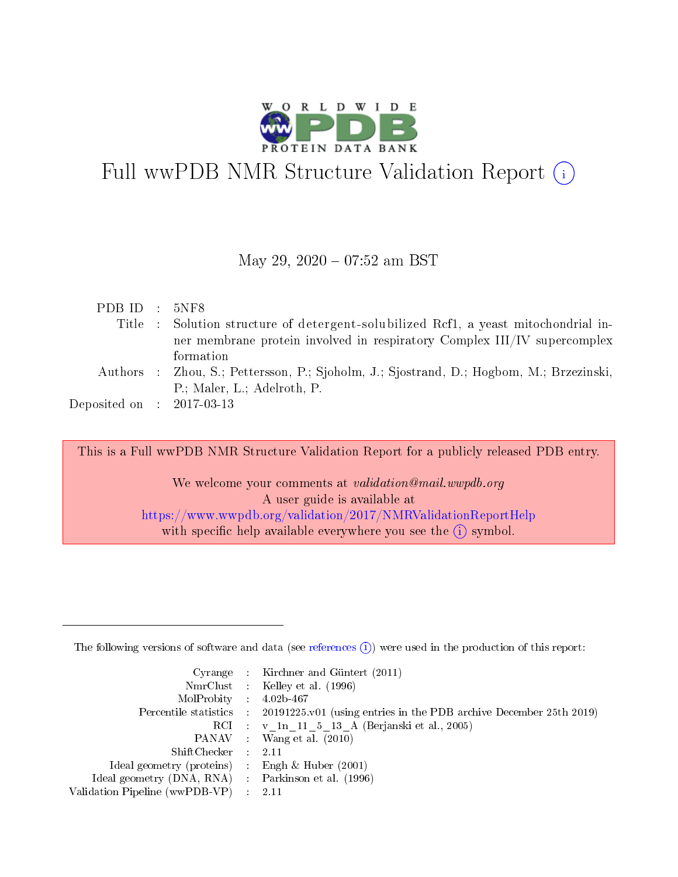# Full wwPDB NMR Structure Validation Report (i)

May 29, 2020 – 07:52 am BST

| | | |
|---|---|---|
| PDB ID | : | 5NF8 |
| Title | : | Solution structure of detergent-solubilized Rcf1, a yeast mitochondrial inner membrane protein involved in respiratory Complex III/IV supercomplex formation |
| Authors | : | Zhou, S.; Pettersson, P.; Sjoholm, J.; Sjostrand, D.; Hogbom, M.; Brzezinski, P.; Maler, L.; Adelroth, P. |
| Deposited on | : | 2017-03-13 |

This is a Full wwPDB NMR Structure Validation Report for a publicly released PDB entry.

We welcome your comments at *validation@mail.wwpdb.org*
A user guide is available at
https://www.wwpdb.org/validation/2017/NMRValidationReportHelp
with specific help available everywhere you see the (i) symbol.

The following versions of software and data (see references (i)) were used in the production of this report:

| | | |
|---|---|---|
| Cyrange | : | Kirchner and Güntert (2011) |
| NmrClust | : | Kelley et al. (1996) |
| MolProbity | : | 4.02b-467 |
| Percentile statistics | : | 20191225.v01 (using entries in the PDB archive December 25th 2019) |
| RCI | : | v_1n_11_5_13_A (Berjanski et al., 2005) |
| PANAV | : | Wang et al. (2010) |
| ShiftChecker | : | 2.11 |
| Ideal geometry (proteins) | : | Engh & Huber (2001) |
| Ideal geometry (DNA, RNA) | : | Parkinson et al. (1996) |
| Validation Pipeline (wwPDB-VP) | : | 2.11 |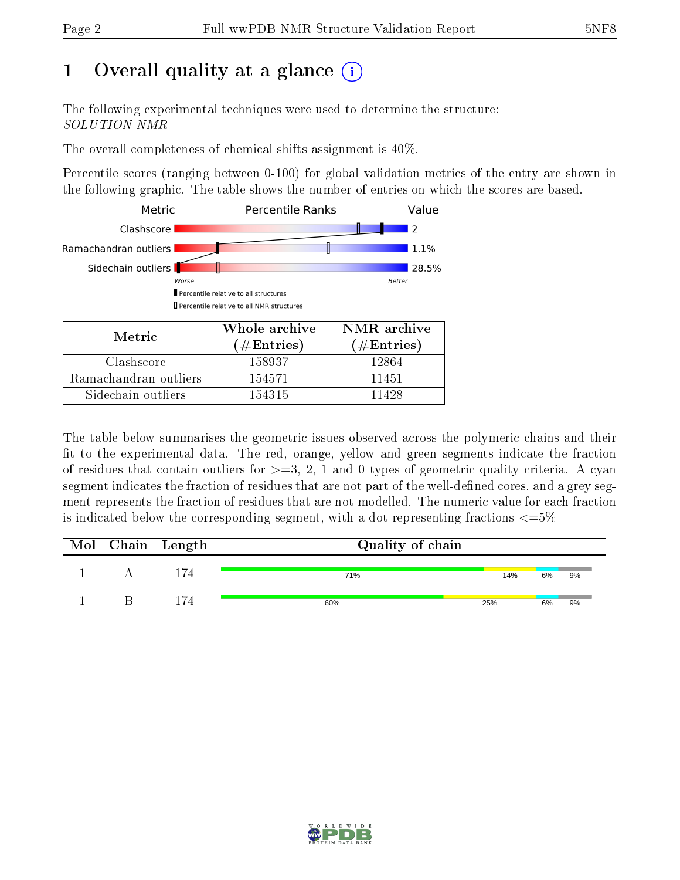# 1 Overall quality at a glance (i)

The following experimental techniques were used to determine the structure:
*SOLUTION NMR*

The overall completeness of chemical shifts assignment is 40%.

Percentile scores (ranging between 0-100) for global validation metrics of the entry are shown in the following graphic. The table shows the number of entries on which the scores are based.

| Metric | Value |
| --- | --- |
| Clashscore | 2 |
| Ramachandran outliers | 1.1% |
| Sidechain outliers | 28.5% |

Worse — Better

▮ Percentile relative to all structures
▯ Percentile relative to all NMR structures

| Metric | Whole archive (#Entries) | NMR archive (#Entries) |
| --- | --- | --- |
| Clashscore | 158937 | 12864 |
| Ramachandran outliers | 154571 | 11451 |
| Sidechain outliers | 154315 | 11428 |

The table below summarises the geometric issues observed across the polymeric chains and their fit to the experimental data. The red, orange, yellow and green segments indicate the fraction of residues that contain outliers for >=3, 2, 1 and 0 types of geometric quality criteria. A cyan segment indicates the fraction of residues that are not part of the well-defined cores, and a grey segment represents the fraction of residues that are not modelled. The numeric value for each fraction is indicated below the corresponding segment, with a dot representing fractions <=5%

| Mol | Chain | Length | Quality of chain |
| --- | --- | --- | --- |
| 1 | A | 174 | 71% 14% 6% 9% |
| 1 | B | 174 | 60% 25% 6% 9% |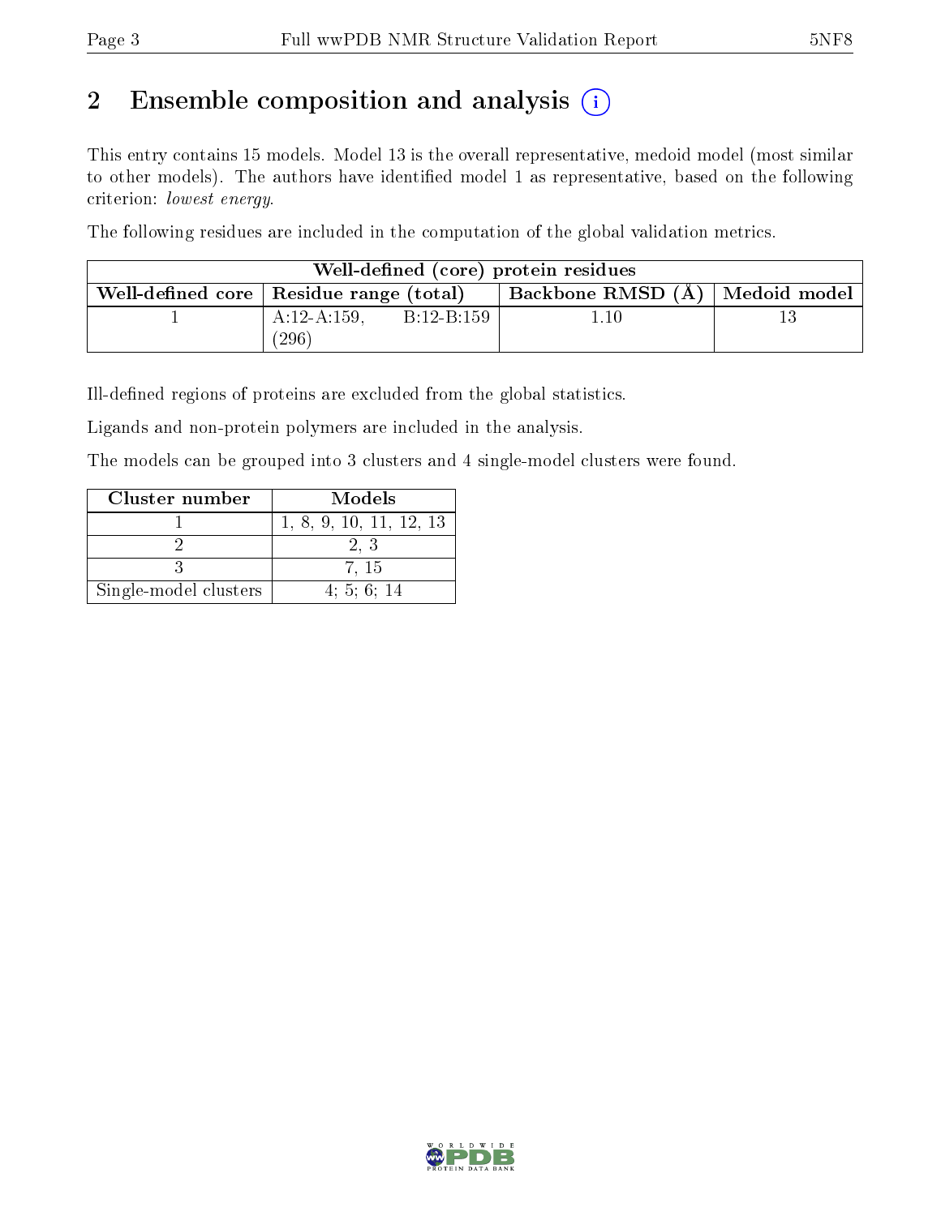# 2 Ensemble composition and analysis (i)

This entry contains 15 models. Model 13 is the overall representative, medoid model (most similar to other models). The authors have identified model 1 as representative, based on the following criterion: *lowest energy*.

The following residues are included in the computation of the global validation metrics.

| Well-defined (core) protein residues | | | |
|---|---|---|---|
| Well-defined core | Residue range (total) | Backbone RMSD (Å) | Medoid model |
| 1 | A:12-A:159, B:12-B:159 (296) | 1.10 | 13 |

Ill-defined regions of proteins are excluded from the global statistics.

Ligands and non-protein polymers are included in the analysis.

The models can be grouped into 3 clusters and 4 single-model clusters were found.

| Cluster number | Models |
|---|---|
| 1 | 1, 8, 9, 10, 11, 12, 13 |
| 2 | 2, 3 |
| 3 | 7, 15 |
| Single-model clusters | 4; 5; 6; 14 |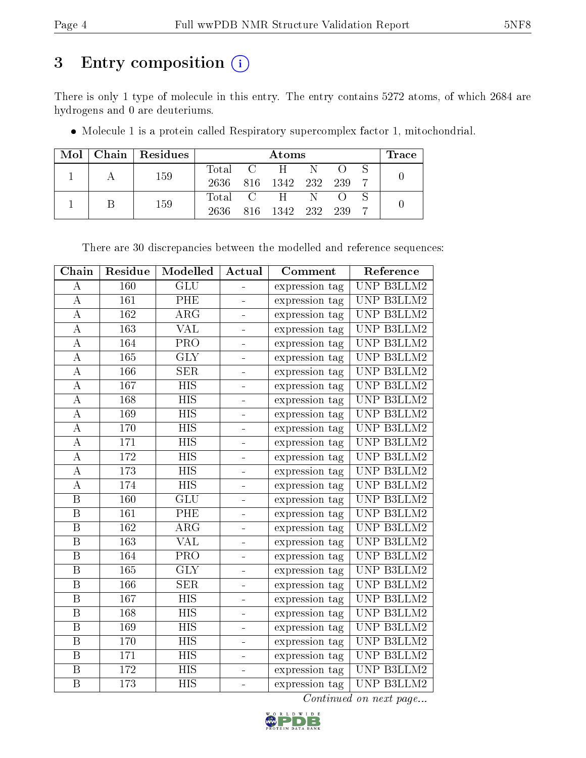# 3 Entry composition (i)

There is only 1 type of molecule in this entry. The entry contains 5272 atoms, of which 2684 are hydrogens and 0 are deuteriums.

- Molecule 1 is a protein called Respiratory supercomplex factor 1, mitochondrial.

| Mol | Chain | Residues | Atoms | | | | | | Trace |
|---|---|---|---|---|---|---|---|---|---|
| 1 | A | 159 | Total | C | H | N | O | S | 0 |
| | | | 2636 | 816 | 1342 | 232 | 239 | 7 | |
| 1 | B | 159 | Total | C | H | N | O | S | 0 |
| | | | 2636 | 816 | 1342 | 232 | 239 | 7 | |

There are 30 discrepancies between the modelled and reference sequences:

| Chain | Residue | Modelled | Actual | Comment | Reference |
|---|---|---|---|---|---|
| A | 160 | GLU | - | expression tag | UNP B3LLM2 |
| A | 161 | PHE | - | expression tag | UNP B3LLM2 |
| A | 162 | ARG | - | expression tag | UNP B3LLM2 |
| A | 163 | VAL | - | expression tag | UNP B3LLM2 |
| A | 164 | PRO | - | expression tag | UNP B3LLM2 |
| A | 165 | GLY | - | expression tag | UNP B3LLM2 |
| A | 166 | SER | - | expression tag | UNP B3LLM2 |
| A | 167 | HIS | - | expression tag | UNP B3LLM2 |
| A | 168 | HIS | - | expression tag | UNP B3LLM2 |
| A | 169 | HIS | - | expression tag | UNP B3LLM2 |
| A | 170 | HIS | - | expression tag | UNP B3LLM2 |
| A | 171 | HIS | - | expression tag | UNP B3LLM2 |
| A | 172 | HIS | - | expression tag | UNP B3LLM2 |
| A | 173 | HIS | - | expression tag | UNP B3LLM2 |
| A | 174 | HIS | - | expression tag | UNP B3LLM2 |
| B | 160 | GLU | - | expression tag | UNP B3LLM2 |
| B | 161 | PHE | - | expression tag | UNP B3LLM2 |
| B | 162 | ARG | - | expression tag | UNP B3LLM2 |
| B | 163 | VAL | - | expression tag | UNP B3LLM2 |
| B | 164 | PRO | - | expression tag | UNP B3LLM2 |
| B | 165 | GLY | - | expression tag | UNP B3LLM2 |
| B | 166 | SER | - | expression tag | UNP B3LLM2 |
| B | 167 | HIS | - | expression tag | UNP B3LLM2 |
| B | 168 | HIS | - | expression tag | UNP B3LLM2 |
| B | 169 | HIS | - | expression tag | UNP B3LLM2 |
| B | 170 | HIS | - | expression tag | UNP B3LLM2 |
| B | 171 | HIS | - | expression tag | UNP B3LLM2 |
| B | 172 | HIS | - | expression tag | UNP B3LLM2 |
| B | 173 | HIS | - | expression tag | UNP B3LLM2 |

*Continued on next page...*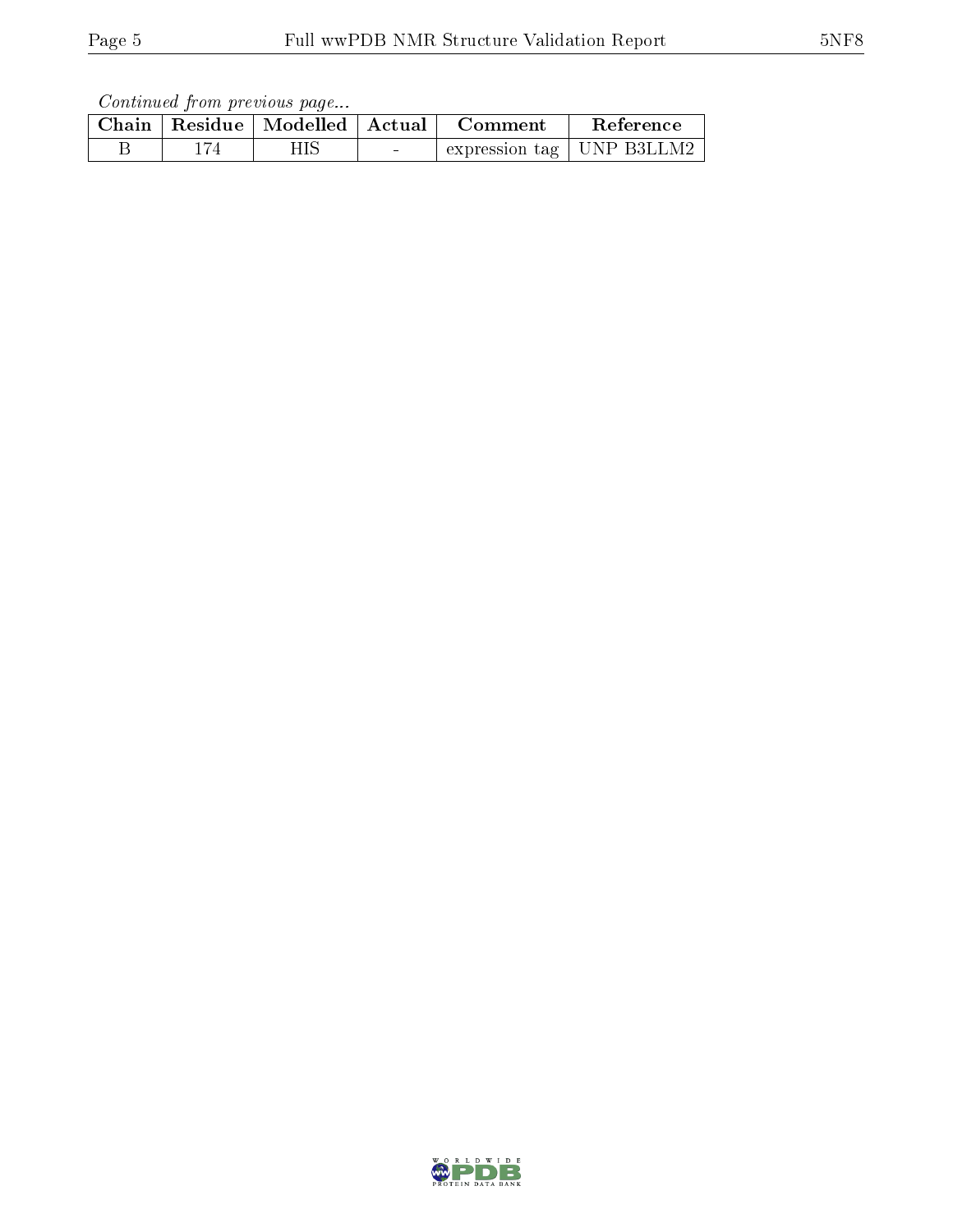*Continued from previous page...*

| Chain | Residue | Modelled | Actual | Comment | Reference |
| --- | --- | --- | --- | --- | --- |
| B | 174 | HIS | - | expression tag | UNP B3LLM2 |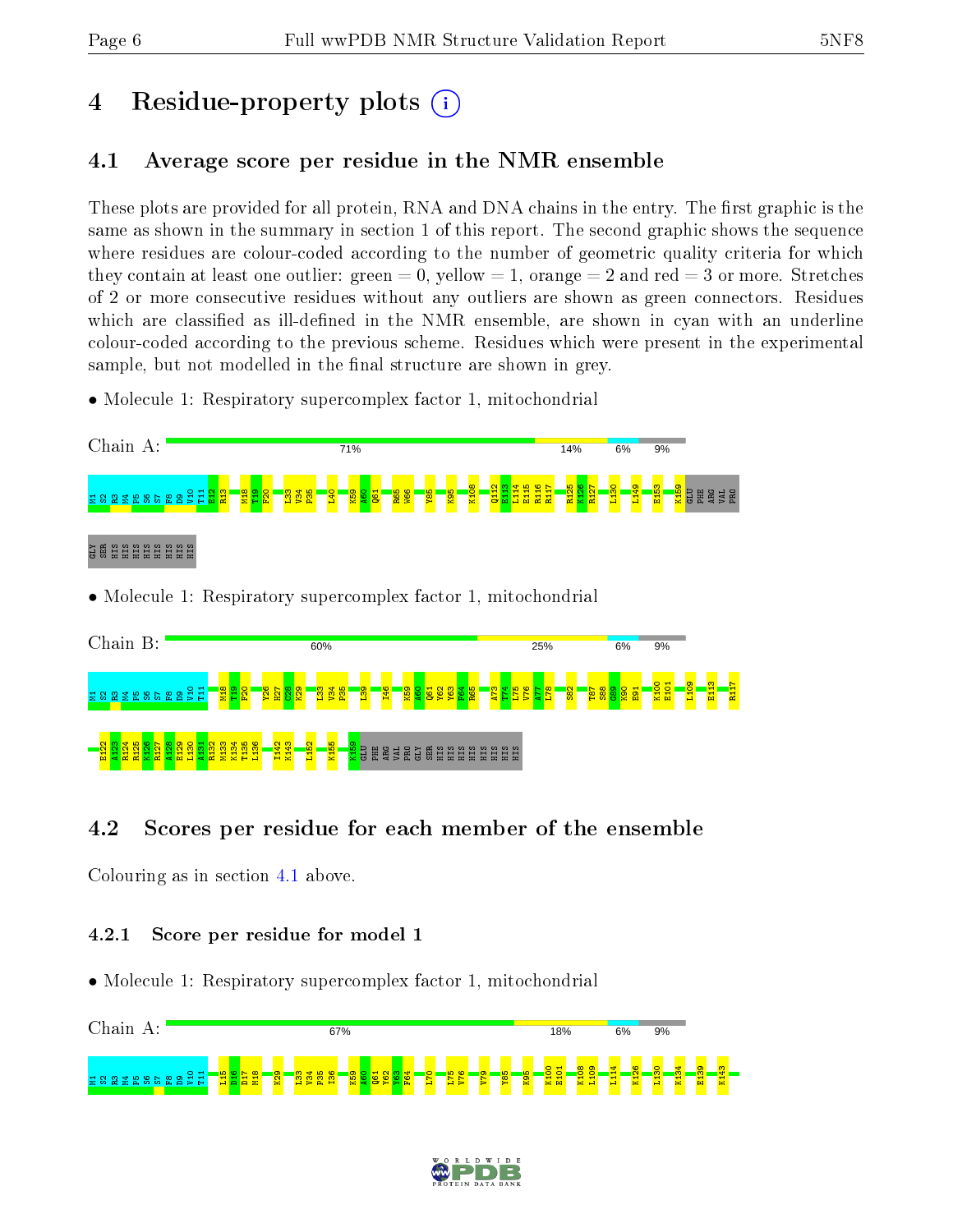# 4 Residue-property plots

## 4.1 Average score per residue in the NMR ensemble

These plots are provided for all protein, RNA and DNA chains in the entry. The first graphic is the same as shown in the summary in section 1 of this report. The second graphic shows the sequence where residues are colour-coded according to the number of geometric quality criteria for which they contain at least one outlier: green = 0, yellow = 1, orange = 2 and red = 3 or more. Stretches of 2 or more consecutive residues without any outliers are shown as green connectors. Residues which are classified as ill-defined in the NMR ensemble, are shown in cyan with an underline colour-coded according to the previous scheme. Residues which were present in the experimental sample, but not modelled in the final structure are shown in grey.

- Molecule 1: Respiratory supercomplex factor 1, mitochondrial

Chain A: 71% | 14% | 6% | 9%

M1 S2 R3 M4 P5 S6 S7 F8 D9 V10 T11 E12 R13 M18 T19 F20 L33 V34 P35 I40 K59 A60 Q61 R65 W66 Y85 K95 K108 Q112 E113 L114 E115 R116 R117 R125 K126 R127 L130 L149 E153 K159 GLU PHE ARG VAL PRO GLY SER HIS HIS HIS HIS HIS HIS HIS HIS

- Molecule 1: Respiratory supercomplex factor 1, mitochondrial

Chain B: 60% | 25% | 6% | 9%

M1 S2 R3 M4 P5 S6 S7 F8 D9 V10 T11 M18 T19 F20 Y26 E27 C28 K29 L33 V34 P35 L39 I46 K59 A60 Q61 Y62 Y63 F64 R65 A73 V74 L75 V76 A77 L78 S82 T87 S88 G89 K90 E91 K100 E101 L109 E113 R117 E122 A123 R124 R125 K126 R127 A128 E129 L130 A131 R132 M133 K134 T135 L136 I142 K143 L152 K155 K159 GLU PHE ARG VAL PRO GLY SER HIS HIS HIS HIS HIS HIS HIS HIS

## 4.2 Scores per residue for each member of the ensemble

Colouring as in section 4.1 above.

### 4.2.1 Score per residue for model 1

- Molecule 1: Respiratory supercomplex factor 1, mitochondrial

Chain A: 67% | 18% | 6% | 9%

M1 S2 R3 M4 P5 S6 S7 F8 D9 V10 T11 L15 D16 D17 M18 K29 L33 V34 P35 I36 K59 A60 Q61 Y62 Y63 F64 L70 L75 V76 V79 Y85 K95 K100 E101 K108 L109 L114 K126 L130 K134 E139 K143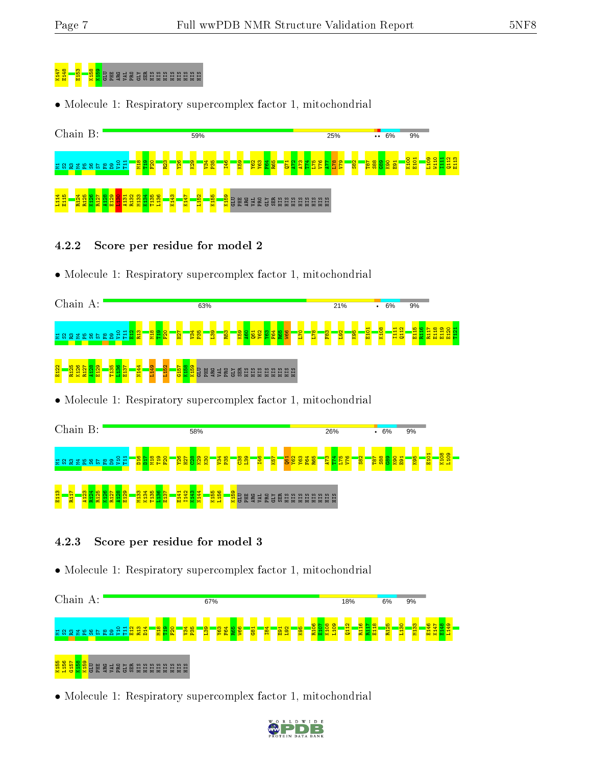K147 E148 E153 K158 K159 GLU PHE ARG VAL PRO GLY SER HIS HIS HIS HIS HIS HIS HIS HIS

• Molecule 1: Respiratory supercomplex factor 1, mitochondrial

Chain B: 59% 25% •• 6% 9%

M1 S2 R3 M4 P5 S6 S7 F8 D9 V10 T11 M18 T19 F20 R23 Y26 K29 V34 P35 I46 K59 Y62 Y63 F64 R65 Q71 A72 A73 T74 L75 V76 A77 L78 V79 S82 T87 S88 G89 K90 E91 K100 E101 L109 W110 I111 Q112 E113

L114 E115 R124 R125 K126 R127 A128 E129 L130 A131 R132 M133 K134 T135 L136 K143 K147 L152 K155 K159 GLU PHE ARG VAL PRO GLY SER HIS HIS HIS HIS HIS HIS HIS HIS

### 4.2.2 Score per residue for model 2

• Molecule 1: Respiratory supercomplex factor 1, mitochondrial

Chain A: 63% 21% • 6% 9%

M1 S2 R3 M4 P5 S6 S7 F8 D9 V10 T11 E12 R13 M18 T19 F20 H27 V34 P35 L39 R53 K59 A60 Q61 Y62 Y63 F64 R65 W66 L70 L78 F83 L92 K95 E101 K108 I111 Q112 E115 R116 R117 E118 E119 E120 T121

E122 R125 K126 R127 A128 E129 T135 L136 E137 N144 L149 L152 G157 K158 K159 GLU PHE ARG VAL PRO GLY SER HIS HIS HIS HIS HIS HIS HIS HIS

• Molecule 1: Respiratory supercomplex factor 1, mitochondrial

Chain B: 58% 26% • 6% 9%

M1 S2 R3 M4 P5 S6 S7 F8 D9 V10 T11 D16 D17 M18 T19 F20 Y26 H27 C28 K29 K30 V34 P35 C38 L39 I46 K57 Q61 Y62 Y63 F64 R65 A73 T74 L75 V76 S82 T87 S88 G89 K90 E91 K95 E101 K108 L109

E113 R117 A123 R124 R125 K126 R127 A128 E129 M133 K134 T135 L136 E137 E141 I142 K143 N144 K155 L156 K159 GLU PHE ARG VAL PRO GLY SER HIS HIS HIS HIS HIS HIS HIS HIS

### 4.2.3 Score per residue for model 3

• Molecule 1: Respiratory supercomplex factor 1, mitochondrial

Chain A: 67% 18% 6% 9%

M1 S2 R3 M4 P5 S6 S7 F8 D9 V10 T11 E12 R13 D14 M18 T19 F20 V34 P35 L39 Y63 F64 R65 W66 G81 I84 E91 L92 K95 R106 E107 K108 L109 Q112 R116 R117 E118 R125 L130 M133 E146 K147 E148 L149

K155 L156 G157 K158 K159 GLU PHE ARG VAL PRO GLY SER HIS HIS HIS HIS HIS HIS HIS HIS

• Molecule 1: Respiratory supercomplex factor 1, mitochondrial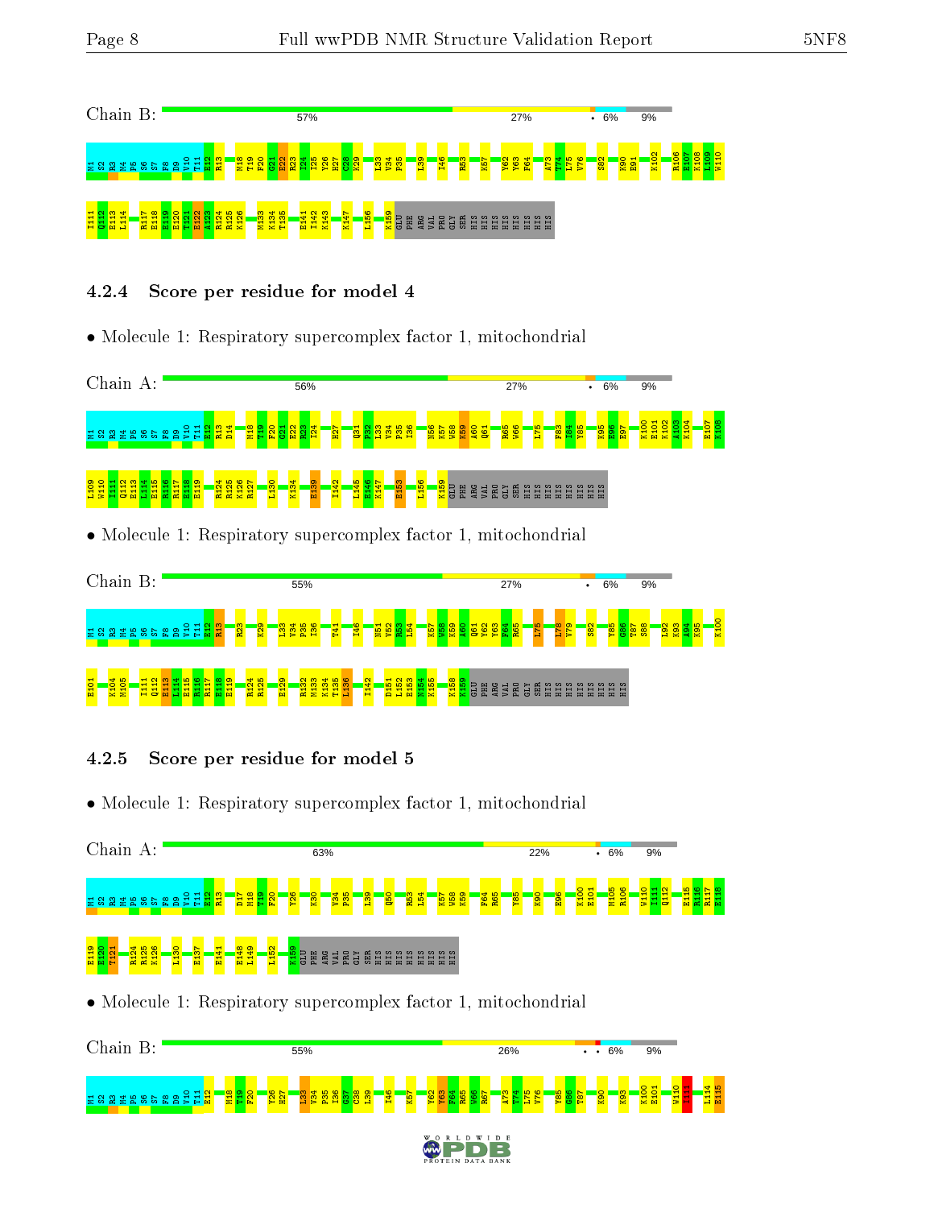Chain B: 57% 27% • 6% 9%

M1 S2 R3 M4 P5 S6 S7 F8 D9 V10 T11 E12 R13 M18 T19 F20 G21 R22 R23 I24 I25 Y26 H27 C28 K29 L33 V34 P35 L39 I46 R53 K57 Y62 Y63 F64 A73 T74 L75 V76 S82 K90 E91 K102 R106 E107 K108 L109 W110 I111 Q112 E113 L114 R117 E118 E119 E120 T121 E122 A123 R124 R125 K126 M133 K134 T135 E141 I142 K143 K147 L156 K159 GLU PHE ARG VAL PRO GLY SER HIS HIS HIS HIS HIS HIS HIS HIS

### 4.2.4 Score per residue for model 4

• Molecule 1: Respiratory supercomplex factor 1, mitochondrial

Chain A: 56% 27% • 6% 9%

M1 S2 R3 M4 P5 S6 S7 F8 D9 V10 T11 E12 R13 D14 M18 T19 F20 G21 R22 R23 I24 H27 Q31 P32 L33 V34 P35 I36 N56 K57 W58 K59 A60 Q61 R65 W66 L75 F83 I84 Y85 K95 E96 E97 K100 E101 K102 A103 K104 E107 K108 L109 W110 I111 Q112 E113 L114 E115 R116 R117 E118 E119 R124 R125 K126 R127 L130 K134 E139 I142 L145 E146 K147 E153 L156 K159 GLU PHE ARG VAL PRO GLY SER HIS HIS HIS HIS HIS HIS HIS HIS

• Molecule 1: Respiratory supercomplex factor 1, mitochondrial

Chain B: 55% 27% • 6% 9%

M1 S2 R3 M4 P5 S6 S7 F8 D9 V10 T11 E12 R13 R23 K29 L33 V34 P35 I36 T41 I46 N51 V52 R53 L54 K57 W58 K59 A60 Q61 Y62 Y63 F64 R65 L75 L78 V79 S82 Y85 G86 T87 S88 L92 K93 A94 K95 K100 E101 K104 M105 I111 Q112 E113 L114 E115 R116 R117 E118 E119 R124 R125 E129 R132 M133 K134 T135 L136 I142 D151 L152 E153 M154 K155 K158 K159 GLU PHE ARG VAL PRO GLY SER HIS HIS HIS HIS HIS HIS HIS HIS

### 4.2.5 Score per residue for model 5

• Molecule 1: Respiratory supercomplex factor 1, mitochondrial

Chain A: 63% 22% • 6% 9%

M1 S2 R3 M4 P5 S6 S7 F8 D9 V10 T11 E12 R13 D17 M18 T19 F20 Y26 K30 V34 P35 L39 Q50 R53 L54 K57 W58 K59 F64 R65 Y85 K90 E96 K100 E101 M105 R106 W110 I111 Q112 E115 R116 R117 E118 E119 E120 T121 R124 R125 K126 L130 E137 E141 E148 L149 L152 K159 GLU PHE ARG VAL PRO GLY SER HIS HIS HIS HIS HIS HIS HIS HIS

• Molecule 1: Respiratory supercomplex factor 1, mitochondrial

Chain B: 55% 26% • • 6% 9%

M1 S2 R3 M4 P5 S6 S7 F8 D9 V10 T11 E12 M18 T19 F20 Y26 H27 L33 V34 P35 I36 G37 G38 L39 I46 K57 Y62 Y63 F64 K65 W66 R67 A73 T74 L75 V76 Y85 G86 T87 K90 K93 K100 E101 W110 I111 L114 E115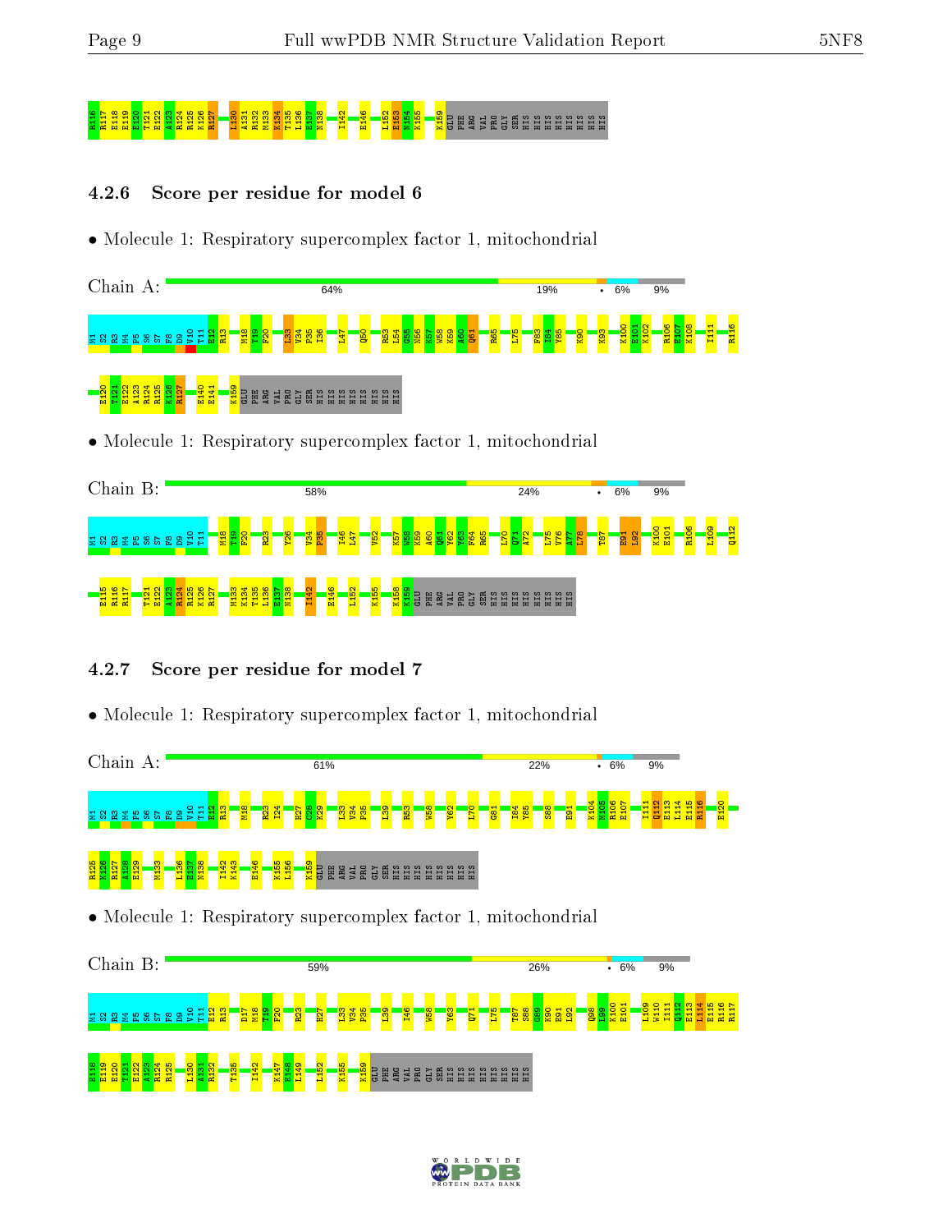E116 R117 E118 E119 E120 T121 E122 A123 R124 R125 K126 R127 L130 A131 R132 M133 K134 T135 L136 E137 N138 I142 E146 L152 E153 N154 K155 K159 GLU PHE ARG VAL PRO GLY SER HIS HIS HIS HIS HIS HIS HIS HIS

### 4.2.6 Score per residue for model 6

- Molecule 1: Respiratory supercomplex factor 1, mitochondrial

Chain A: 64% 19% • 6% 9%

M1 S2 R3 M4 P5 S6 S7 F8 D9 V10 T11 E12 R13 M18 T19 F20 L33 V34 P35 I36 I47 Q50 R53 L54 G55 N56 K57 W58 K59 A60 Q61 R65 L75 F83 I84 Y85 K90 K93 K100 E101 K102 R106 E107 K108 I111 R116 E120 T121 E122 A123 R124 R125 K126 R127 E140 E141 K159 GLU PHE ARG VAL PRO GLY SER HIS HIS HIS HIS HIS HIS HIS HIS

- Molecule 1: Respiratory supercomplex factor 1, mitochondrial

Chain B: 58% 24% • 6% 9%

M1 S2 R3 M4 P5 S6 S7 F8 D9 V10 T11 M18 T19 F20 R23 Y26 V34 P35 I46 L47 V52 K57 W58 K59 A60 Q61 V62 Y63 F64 R65 L70 Q71 A72 L75 V76 A77 L78 T87 E91 L92 K100 E101 R106 L109 Q112 E115 R116 R117 T121 E122 A123 R124 R125 K126 R127 M133 K134 T135 L136 E137 N138 I142 E146 L152 K155 K158 K159 GLU PHE ARG VAL PRO GLY SER HIS HIS HIS HIS HIS HIS HIS HIS

### 4.2.7 Score per residue for model 7

- Molecule 1: Respiratory supercomplex factor 1, mitochondrial

Chain A: 61% 22% • 6% 9%

M1 S2 R3 M4 P5 S6 S7 F8 D9 V10 T11 E12 R13 M18 R23 I24 H27 C28 K29 L33 V34 P35 L39 R53 W58 Y62 L70 G81 I84 Y85 S88 E91 K104 M105 R106 E107 I111 Q112 E113 L114 E115 R116 E120 R125 K126 R127 A128 E129 M133 L136 E137 N138 I142 K143 E146 K155 L156 K159 GLU PHE ARG VAL PRO GLY SER HIS HIS HIS HIS HIS HIS HIS HIS

- Molecule 1: Respiratory supercomplex factor 1, mitochondrial

Chain B: 59% 26% • 6% 9%

M1 S2 R3 M4 P5 S6 S7 F8 D9 V10 T11 E12 R13 D17 M18 T19 F20 R23 H27 L33 V34 P35 L39 I46 W58 Y63 Q71 L75 T87 S88 G89 K90 E91 L92 Q98 I99 K100 E101 L109 W110 I111 Q112 E113 L114 E115 R116 R117 E118 E119 E120 T121 E122 A123 R124 R125 L130 A131 R132 T135 I142 K147 E148 L149 L152 K155 K159 GLU PHE ARG VAL PRO GLY SER HIS HIS HIS HIS HIS HIS HIS HIS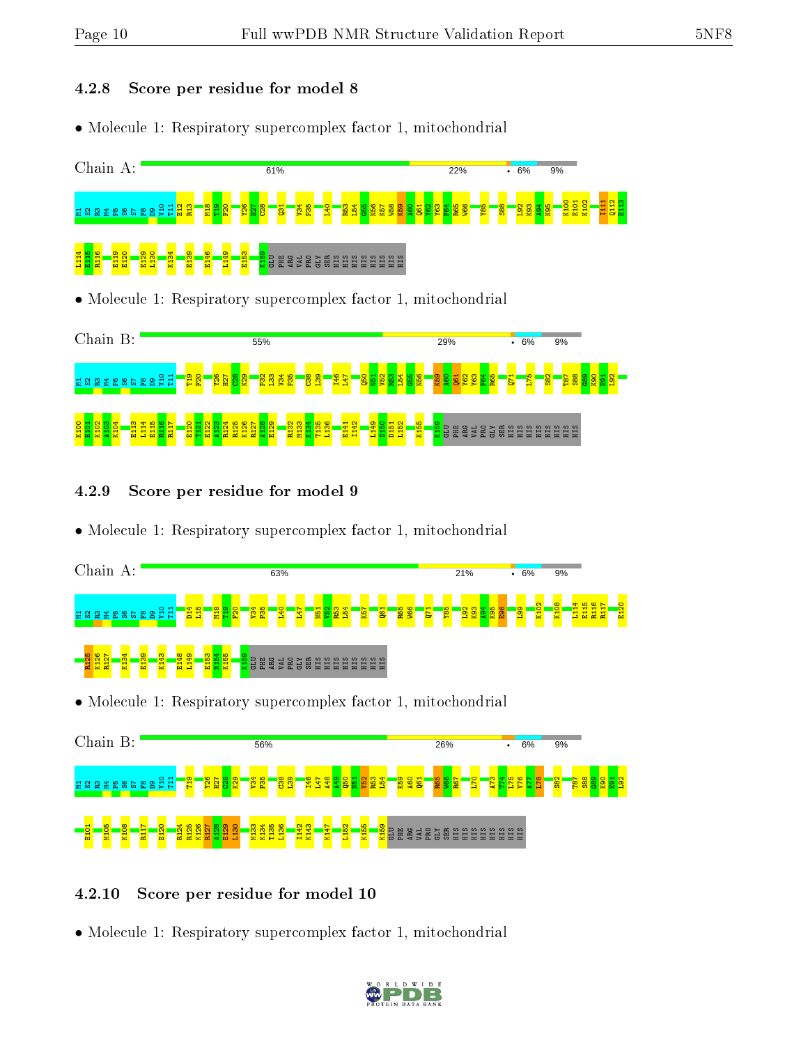### 4.2.8 Score per residue for model 8

- Molecule 1: Respiratory supercomplex factor 1, mitochondrial

Chain A: 61% 22% • 6% 9%

M1 S2 R3 M4 P5 S6 S7 F8 D9 V10 T11 E12 R13 M18 T19 F20 Y26 H27 C28 Q31 V34 P35 L40 R53 L54 G55 N56 K57 W58 K59 A60 Q61 V62 Y63 F64 R65 W66 Y85 S88 L92 K93 A94 K95 K100 E101 K102 I111 Q112 E113 L114 E115 R116 E119 E120 E129 L130 K134 E139 E146 L149 E153 K159 GLU PHE ARG VAL PRO GLY SER HIS HIS HIS HIS HIS HIS HIS HIS

- Molecule 1: Respiratory supercomplex factor 1, mitochondrial

Chain B: 55% 29% • 6% 9%

M1 S2 R3 M4 P5 S6 S7 F8 D9 V10 T11 T19 F20 Y26 H27 C28 K29 P32 L33 V34 P35 C38 L39 I46 L47 Q50 N51 V52 R53 L54 G55 N56 K59 A60 Q61 V62 Y63 F64 R65 Q71 L75 S82 T87 S88 G89 K90 E91 L92 K100 E101 K102 A103 K104 E113 L114 E115 R116 R117 E120 T121 E122 A123 R124 R125 K126 R127 A128 E129 R132 M133 K134 T135 L136 E141 I142 L149 S150 D151 L152 K155 K159 GLU PHE ARG VAL PRO GLY SER HIS HIS HIS HIS HIS HIS HIS HIS

### 4.2.9 Score per residue for model 9

- Molecule 1: Respiratory supercomplex factor 1, mitochondrial

Chain A: 63% 21% • 6% 9%

M1 S2 R3 M4 P5 S6 S7 F8 D9 V10 T11 D14 L15 M18 T19 F20 V34 P35 L40 L47 N51 V52 R53 L54 K57 Q61 R65 W66 Q71 Y85 L92 K93 A94 K95 E96 L99 K102 K108 L114 E115 R116 R117 E120 R125 K126 R127 K134 E139 K143 E148 L149 E153 N154 K155 K159 GLU PHE ARG VAL PRO GLY SER HIS HIS HIS HIS HIS HIS HIS HIS

- Molecule 1: Respiratory supercomplex factor 1, mitochondrial

Chain B: 56% 26% • 6% 9%

M1 S2 R3 M4 P5 S6 S7 F8 D9 V10 T11 T19 Y26 R27 C28 K29 V34 P35 C38 L39 I46 L47 A48 A49 Q50 N51 V52 R53 L54 K59 A60 Q61 R65 W66 R67 L70 A73 T74 L75 V76 A77 L78 S82 T87 S88 G89 K90 E91 L92 E101 M105 K108 R117 E120 R124 R125 K126 R127 A128 E129 L130 M133 K134 T135 L136 I142 K143 K147 L152 K155 K159 GLU PHE ARG VAL PRO GLY SER HIS HIS HIS HIS HIS HIS HIS HIS

### 4.2.10 Score per residue for model 10

- Molecule 1: Respiratory supercomplex factor 1, mitochondrial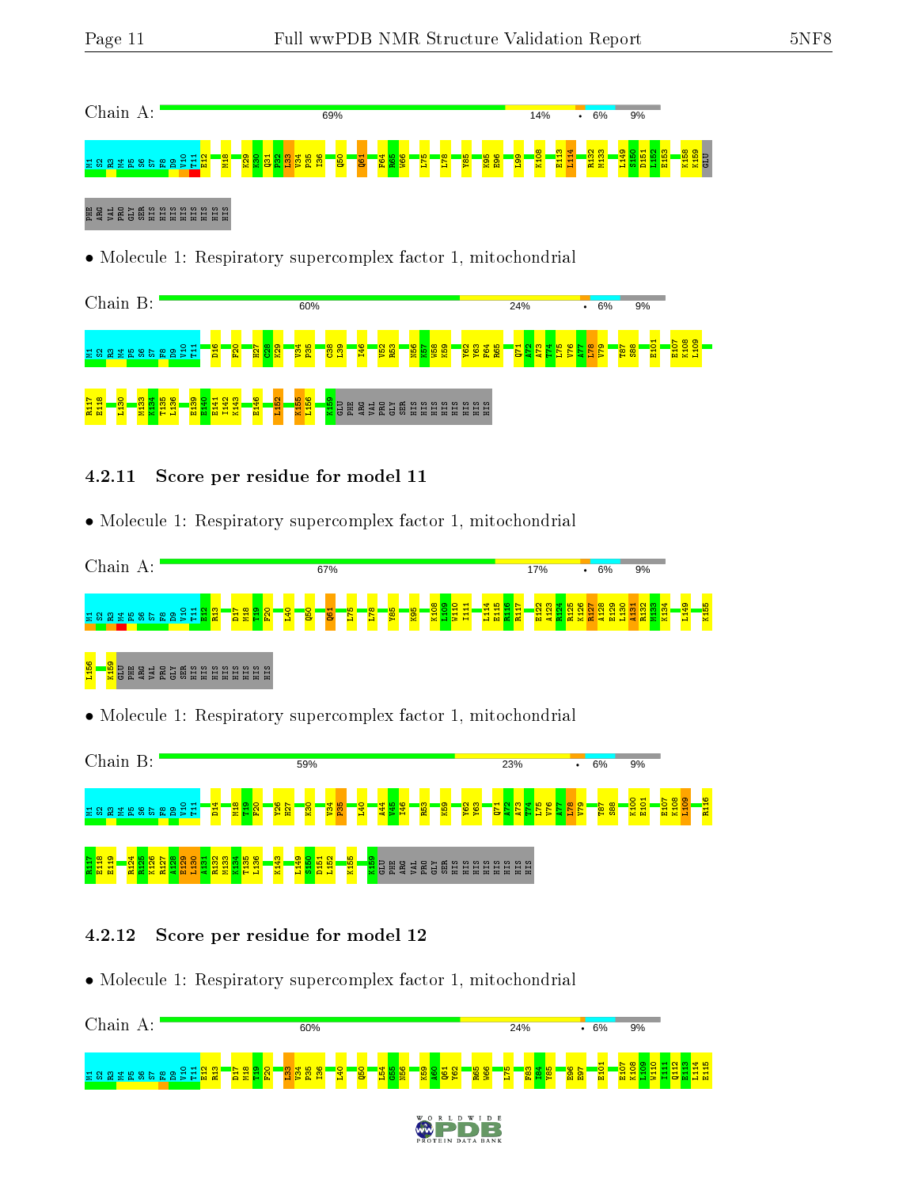Chain A: 69% 14% • 6% 9%

M1 S2 R3 M4 P5 S6 S7 F8 D9 V10 T11 E12 M18 K29 K30 Q31 P32 L33 V34 P35 I36 Q50 Q61 F64 R65 W66 L75 L78 Y85 K95 E96 L99 K108 E113 L114 R132 M133 L149 S150 D151 L152 E153 K158 K159 GLU PHE ARG VAL PRO GLY SER HIS HIS HIS HIS HIS HIS HIS HIS

• Molecule 1: Respiratory supercomplex factor 1, mitochondrial

Chain B: 60% 24% • 6% 9%

M1 S2 R3 M4 P5 S6 S7 F8 D9 V10 T11 D16 F20 H27 C28 K29 V34 P35 C38 L39 I46 V52 R53 N56 K57 W58 K59 Y62 Y63 F64 R65 Q71 A72 A73 T74 L75 V76 A77 L78 V79 T87 S88 E101 E107 K108 L109 R117 E118 L130 M133 K134 T135 L136 E139 E140 E141 I142 K143 E146 L152 K155 L156 K159 GLU PHE ARG VAL PRO GLY SER HIS HIS HIS HIS HIS HIS HIS HIS

### 4.2.11 Score per residue for model 11

• Molecule 1: Respiratory supercomplex factor 1, mitochondrial

Chain A: 67% 17% • 6% 9%

M1 S2 R3 M4 P5 S6 S7 F8 D9 V10 T11 E12 R13 D17 M18 T19 F20 L40 Q50 Q61 L75 L78 Y85 K95 K108 L109 W110 I111 L114 E115 R116 R117 E122 A123 R124 R125 K126 R127 A128 E129 L130 A131 R132 M133 K134 L149 K155 L156 K159 GLU PHE ARG VAL PRO GLY SER HIS HIS HIS HIS HIS HIS HIS HIS

• Molecule 1: Respiratory supercomplex factor 1, mitochondrial

Chain B: 59% 23% • 6% 9%

M1 S2 R3 M4 P5 S6 S7 F8 D9 V10 T11 D14 M18 T19 F20 Y26 H27 K30 V34 P35 L40 A44 V45 I46 R53 K59 Y62 Y63 Q71 A72 A73 T74 L75 V76 A77 L78 V79 T87 S88 K100 E101 E107 K108 L109 R116 R117 E118 E119 R124 R125 K126 R127 A128 E129 L130 A131 R132 M133 K134 T135 L136 K143 L149 S150 D151 L152 K155 K159 GLU PHE ARG VAL PRO GLY SER HIS HIS HIS HIS HIS HIS HIS HIS

### 4.2.12 Score per residue for model 12

• Molecule 1: Respiratory supercomplex factor 1, mitochondrial

Chain A: 60% 24% • 6% 9%

M1 S2 R3 M4 P5 S6 S7 F8 D9 V10 T11 E12 R13 D17 M18 T19 F20 L33 V34 P35 I36 L40 Q50 L54 G55 N56 K59 A60 Q61 Y62 R65 W66 L75 F83 I84 Y85 E96 E97 E101 E107 K108 L109 W110 I111 Q112 E113 L114 E115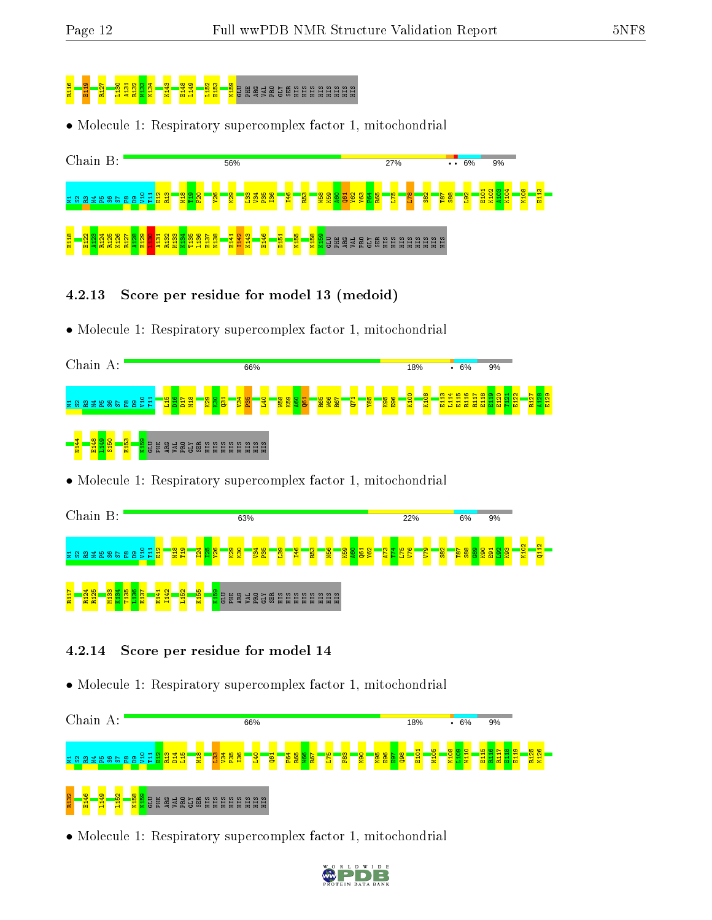R116 E119 R127 L130 A131 R132 M133 K134 K143 E148 L149 L152 E153 K159 GLU PHE ARG VAL PRO GLY SER HIS HIS HIS HIS HIS HIS HIS HIS

• Molecule 1: Respiratory supercomplex factor 1, mitochondrial

Chain B: 56% 27% • • 6% 9%

M1 S2 R3 M4 P5 S6 S7 F8 D9 V10 T11 E12 R13 M18 T19 F20 Y26 K29 L33 V34 P35 I36 I46 R53 W58 K59 A60 Q61 Y62 Y63 F64 R65 L75 L78 S82 T87 S88 I92 E101 K102 A103 K104 K108 E113 E118 E122 A123 R124 R125 K126 R127 A128 E129 L130 A131 R132 M133 K134 T135 L136 E137 M138 E141 I142 K143 E146 D151 K155 K158 K159 GLU PHE ARG VAL PRO GLY SER HIS HIS HIS HIS HIS HIS HIS HIS

### 4.2.13 Score per residue for model 13 (medoid)

• Molecule 1: Respiratory supercomplex factor 1, mitochondrial

Chain A: 66% 18% • 6% 9%

M1 S2 R3 M4 P5 S6 S7 F8 D9 V10 T11 L15 D16 D17 M18 K29 K30 Q31 V34 P35 L40 W58 K59 A60 Q61 R65 W66 R67 Q71 Y85 K95 E96 K100 K108 E113 L114 E115 R116 R117 E118 E119 E120 T121 E122 R127 A128 E129 N144 E148 L149 S150 E153 K159 GLU PHE ARG VAL PRO GLY SER HIS HIS HIS HIS HIS HIS HIS HIS

• Molecule 1: Respiratory supercomplex factor 1, mitochondrial

Chain B: 63% 22% 6% 9%

M1 S2 R3 M4 P5 S6 S7 F8 D9 V10 T11 E12 M18 T19 I24 I25 Y26 K29 K30 V34 P35 L39 I46 R53 N56 K59 A60 Q61 Y62 A73 T74 L75 V76 V79 S82 T87 S88 G89 K90 E91 I92 K93 K102 Q112 R117 R124 R125 M133 K134 T135 L136 E137 E141 I142 L152 K155 K159 GLU PHE ARG VAL PRO GLY SER HIS HIS HIS HIS HIS HIS HIS HIS

### 4.2.14 Score per residue for model 14

• Molecule 1: Respiratory supercomplex factor 1, mitochondrial

Chain A: 66% 18% • 6% 9%

M1 S2 R3 M4 P5 S6 S7 F8 D9 V10 T11 E12 R13 D14 L15 M18 L33 V34 P35 I36 L40 Q61 F64 R65 W66 R67 L75 F83 K90 K95 E96 E97 Q98 E101 M105 K108 L109 W110 E115 R116 R117 E118 E119 R125 K126 R132 E146 L149 L152 K158 K159 GLU PHE ARG VAL PRO GLY SER HIS HIS HIS HIS HIS HIS HIS HIS

• Molecule 1: Respiratory supercomplex factor 1, mitochondrial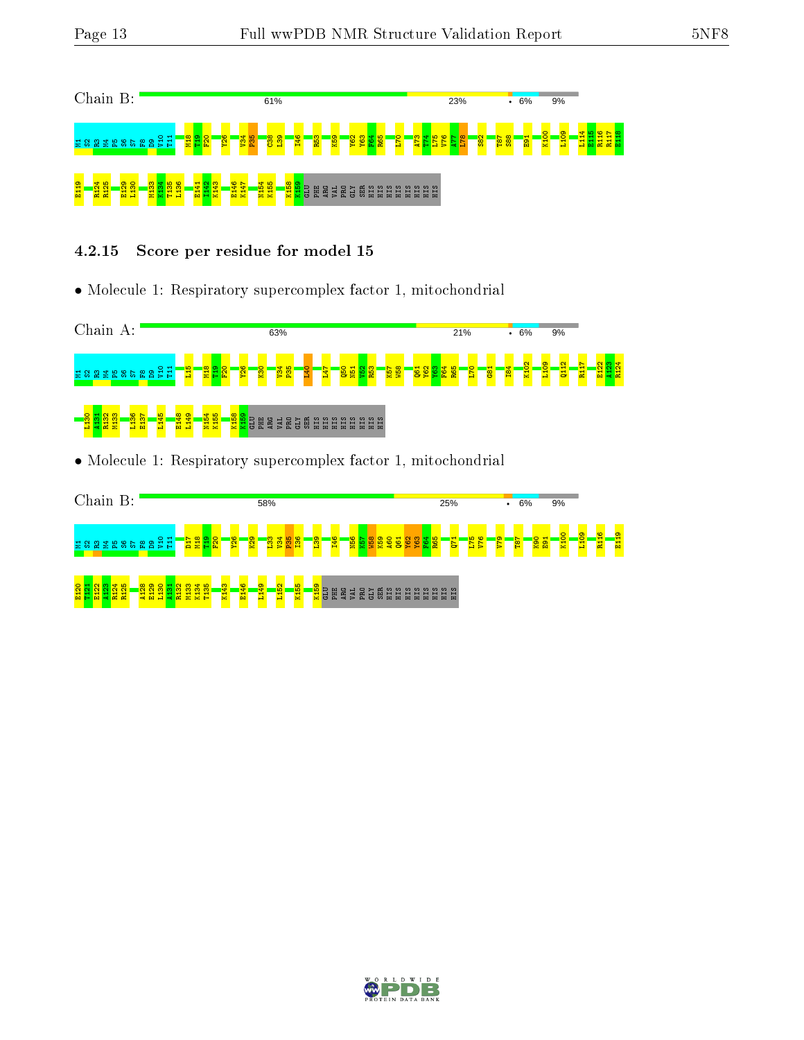Chain B: 61% 23% • 6% 9%

M1 S2 R3 M4 P5 S6 S7 F8 D9 V10 T11 M18 T19 F20 Y26 V34 P35 C38 L39 I46 R53 K59 Y62 Y63 F64 R65 L70 A73 T74 L75 V76 A77 L78 S82 T87 S88 E91 K100 L109 L114 E115 R116 R117 E118 E119 R124 R125 E129 L130 M133 K134 T135 L136 E141 I142 K143 E146 K147 N154 K155 K158 K159 GLU PHE ARG VAL PRO GLY SER HIS HIS HIS HIS HIS HIS HIS HIS

### 4.2.15 Score per residue for model 15

• Molecule 1: Respiratory supercomplex factor 1, mitochondrial

Chain A: 63% 21% • 6% 9%

M1 S2 R3 M4 P5 S6 S7 F8 D9 V10 T11 L15 M18 T19 F20 Y26 K30 V34 P35 L40 L47 Q50 N51 V52 R53 K57 W58 Q61 V62 Y63 F64 R65 L70 G81 I84 K102 L109 Q112 R117 E122 A123 R124 L130 A131 R132 M133 L136 E137 L145 E148 L149 N154 K155 K158 K159 GLU PHE ARG VAL PRO GLY SER HIS HIS HIS HIS HIS HIS HIS HIS

• Molecule 1: Respiratory supercomplex factor 1, mitochondrial

Chain B: 58% 25% • 6% 9%

M1 S2 R3 M4 P5 S6 S7 F8 D9 V10 T11 D17 M18 T19 F20 Y26 K29 L33 V34 P35 I36 L39 I46 N56 K57 W58 K59 A60 Q61 V62 Y63 F64 R65 Q71 L75 V76 V79 T87 K90 E91 K100 L109 R116 E119 E120 T121 E122 A123 R124 R125 A128 E129 L130 A131 R132 M133 K134 T135 K143 E146 L149 L152 K155 K159 GLU PHE ARG VAL PRO GLY SER HIS HIS HIS HIS HIS HIS HIS HIS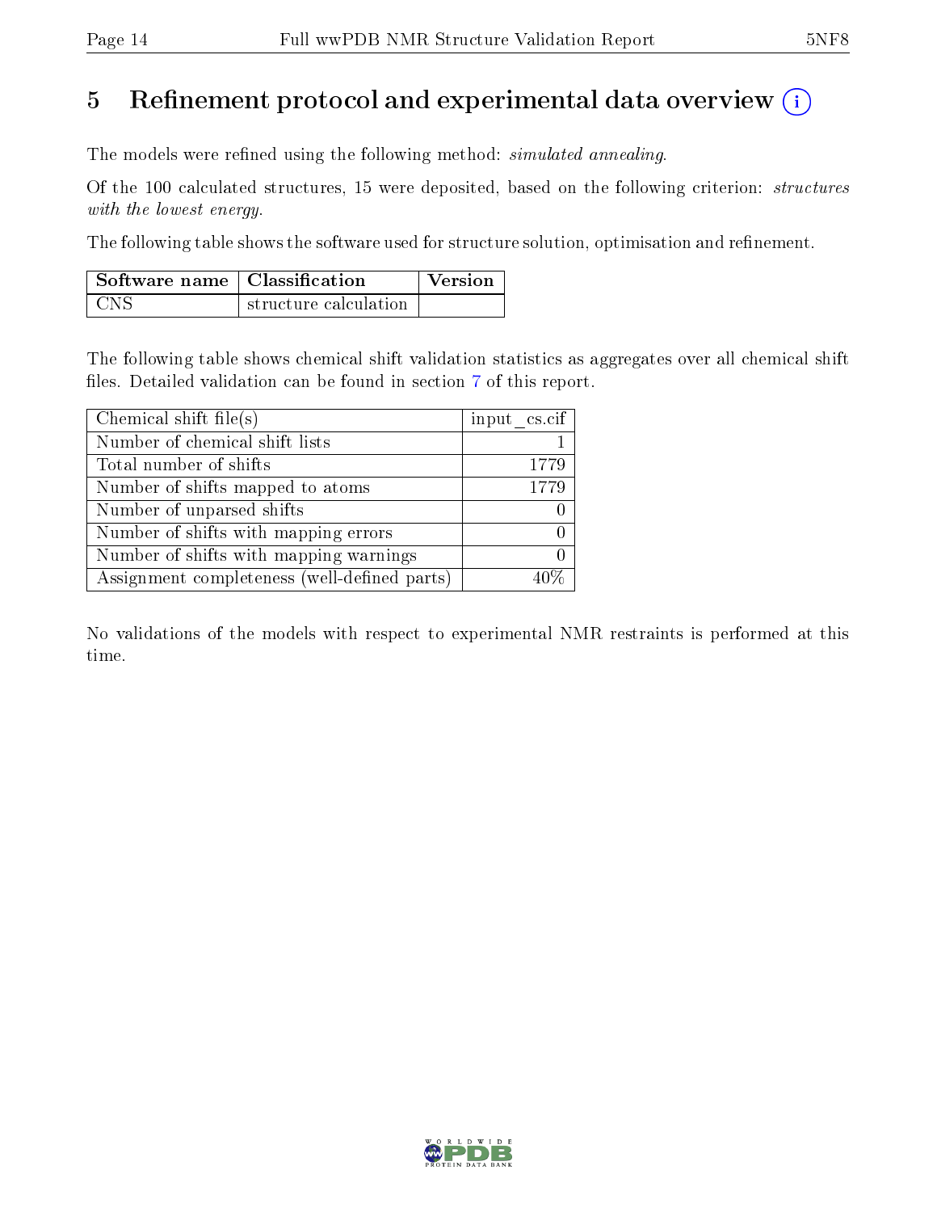# 5 Refinement protocol and experimental data overview (i)

The models were refined using the following method: *simulated annealing*.

Of the 100 calculated structures, 15 were deposited, based on the following criterion: *structures with the lowest energy*.

The following table shows the software used for structure solution, optimisation and refinement.

| Software name | Classification | Version |
|---|---|---|
| CNS | structure calculation | |

The following table shows chemical shift validation statistics as aggregates over all chemical shift files. Detailed validation can be found in section 7 of this report.

| Chemical shift file(s) | input_cs.cif |
|---|---|
| Number of chemical shift lists | 1 |
| Total number of shifts | 1779 |
| Number of shifts mapped to atoms | 1779 |
| Number of unparsed shifts | 0 |
| Number of shifts with mapping errors | 0 |
| Number of shifts with mapping warnings | 0 |
| Assignment completeness (well-defined parts) | 40% |

No validations of the models with respect to experimental NMR restraints is performed at this time.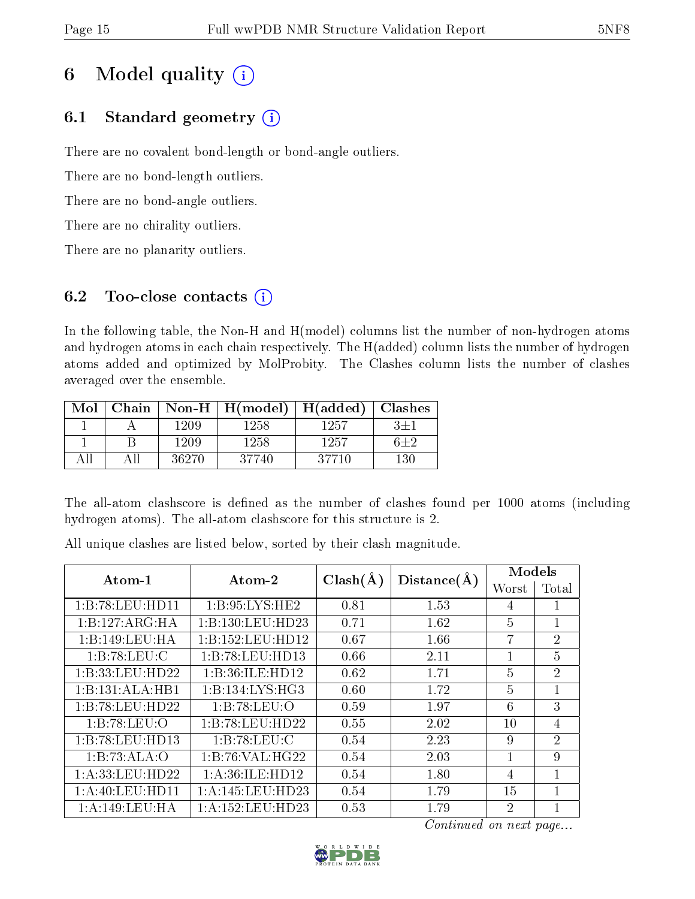# 6 Model quality

## 6.1 Standard geometry

There are no covalent bond-length or bond-angle outliers.

There are no bond-length outliers.

There are no bond-angle outliers.

There are no chirality outliers.

There are no planarity outliers.

## 6.2 Too-close contacts

In the following table, the Non-H and H(model) columns list the number of non-hydrogen atoms and hydrogen atoms in each chain respectively. The H(added) column lists the number of hydrogen atoms added and optimized by MolProbity. The Clashes column lists the number of clashes averaged over the ensemble.

| Mol | Chain | Non-H | H(model) | H(added) | Clashes |
|---|---|---|---|---|---|
| 1 | A | 1209 | 1258 | 1257 | 3±1 |
| 1 | B | 1209 | 1258 | 1257 | 6±2 |
| All | All | 36270 | 37740 | 37710 | 130 |

The all-atom clashscore is defined as the number of clashes found per 1000 atoms (including hydrogen atoms). The all-atom clashscore for this structure is 2.

All unique clashes are listed below, sorted by their clash magnitude.

| Atom-1 | Atom-2 | Clash(Å) | Distance(Å) | Models | |
|---|---|---|---|---|---|
| | | | | Worst | Total |
| 1:B:78:LEU:HD11 | 1:B:95:LYS:HE2 | 0.81 | 1.53 | 4 | 1 |
| 1:B:127:ARG:HA | 1:B:130:LEU:HD23 | 0.71 | 1.62 | 5 | 1 |
| 1:B:149:LEU:HA | 1:B:152:LEU:HD12 | 0.67 | 1.66 | 7 | 2 |
| 1:B:78:LEU:C | 1:B:78:LEU:HD13 | 0.66 | 2.11 | 1 | 5 |
| 1:B:33:LEU:HD22 | 1:B:36:ILE:HD12 | 0.62 | 1.71 | 5 | 2 |
| 1:B:131:ALA:HB1 | 1:B:134:LYS:HG3 | 0.60 | 1.72 | 5 | 1 |
| 1:B:78:LEU:HD22 | 1:B:78:LEU:O | 0.59 | 1.97 | 6 | 3 |
| 1:B:78:LEU:O | 1:B:78:LEU:HD22 | 0.55 | 2.02 | 10 | 4 |
| 1:B:78:LEU:HD13 | 1:B:78:LEU:C | 0.54 | 2.23 | 9 | 2 |
| 1:B:73:ALA:O | 1:B:76:VAL:HG22 | 0.54 | 2.03 | 1 | 9 |
| 1:A:33:LEU:HD22 | 1:A:36:ILE:HD12 | 0.54 | 1.80 | 4 | 1 |
| 1:A:40:LEU:HD11 | 1:A:145:LEU:HD23 | 0.54 | 1.79 | 15 | 1 |
| 1:A:149:LEU:HA | 1:A:152:LEU:HD23 | 0.53 | 1.79 | 2 | 1 |

*Continued on next page...*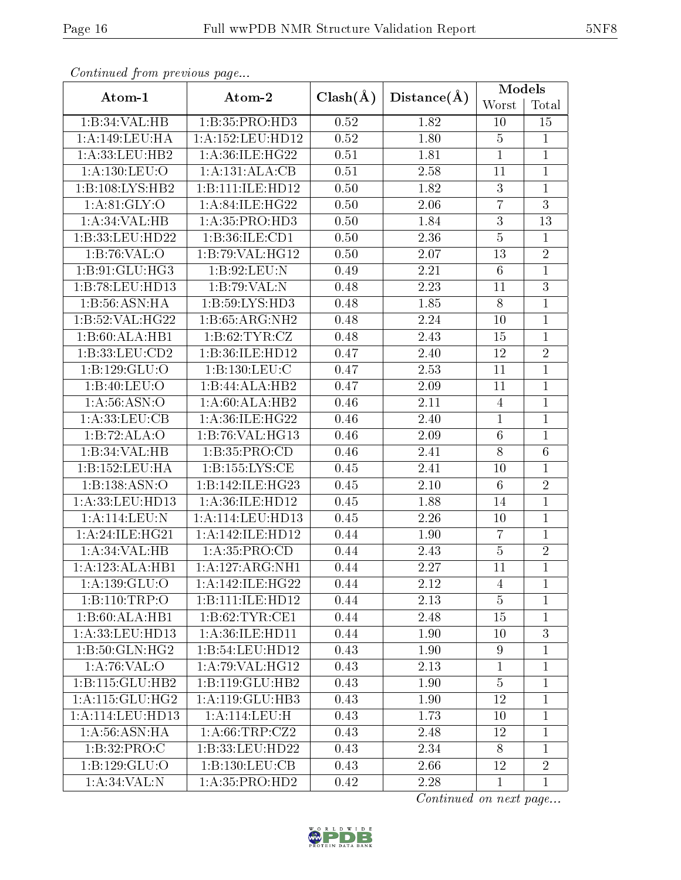*Continued from previous page...*

| Atom-1 | Atom-2 | Clash(Å) | Distance(Å) | Models | |
|---|---|---|---|---|---|
| | | | | Worst | Total |
| 1:B:34:VAL:HB | 1:B:35:PRO:HD3 | 0.52 | 1.82 | 10 | 15 |
| 1:A:149:LEU:HA | 1:A:152:LEU:HD12 | 0.52 | 1.80 | 5 | 1 |
| 1:A:33:LEU:HB2 | 1:A:36:ILE:HG22 | 0.51 | 1.81 | 1 | 1 |
| 1:A:130:LEU:O | 1:A:131:ALA:CB | 0.51 | 2.58 | 11 | 1 |
| 1:B:108:LYS:HB2 | 1:B:111:ILE:HD12 | 0.50 | 1.82 | 3 | 1 |
| 1:A:81:GLY:O | 1:A:84:ILE:HG22 | 0.50 | 2.06 | 7 | 3 |
| 1:A:34:VAL:HB | 1:A:35:PRO:HD3 | 0.50 | 1.84 | 3 | 13 |
| 1:B:33:LEU:HD22 | 1:B:36:ILE:CD1 | 0.50 | 2.36 | 5 | 1 |
| 1:B:76:VAL:O | 1:B:79:VAL:HG12 | 0.50 | 2.07 | 13 | 2 |
| 1:B:91:GLU:HG3 | 1:B:92:LEU:N | 0.49 | 2.21 | 6 | 1 |
| 1:B:78:LEU:HD13 | 1:B:79:VAL:N | 0.48 | 2.23 | 11 | 3 |
| 1:B:56:ASN:HA | 1:B:59:LYS:HD3 | 0.48 | 1.85 | 8 | 1 |
| 1:B:52:VAL:HG22 | 1:B:65:ARG:NH2 | 0.48 | 2.24 | 10 | 1 |
| 1:B:60:ALA:HB1 | 1:B:62:TYR:CZ | 0.48 | 2.43 | 15 | 1 |
| 1:B:33:LEU:CD2 | 1:B:36:ILE:HD12 | 0.47 | 2.40 | 12 | 2 |
| 1:B:129:GLU:O | 1:B:130:LEU:C | 0.47 | 2.53 | 11 | 1 |
| 1:B:40:LEU:O | 1:B:44:ALA:HB2 | 0.47 | 2.09 | 11 | 1 |
| 1:A:56:ASN:O | 1:A:60:ALA:HB2 | 0.46 | 2.11 | 4 | 1 |
| 1:A:33:LEU:CB | 1:A:36:ILE:HG22 | 0.46 | 2.40 | 1 | 1 |
| 1:B:72:ALA:O | 1:B:76:VAL:HG13 | 0.46 | 2.09 | 6 | 1 |
| 1:B:34:VAL:HB | 1:B:35:PRO:CD | 0.46 | 2.41 | 8 | 6 |
| 1:B:152:LEU:HA | 1:B:155:LYS:CE | 0.45 | 2.41 | 10 | 1 |
| 1:B:138:ASN:O | 1:B:142:ILE:HG23 | 0.45 | 2.10 | 6 | 2 |
| 1:A:33:LEU:HD13 | 1:A:36:ILE:HD12 | 0.45 | 1.88 | 14 | 1 |
| 1:A:114:LEU:N | 1:A:114:LEU:HD13 | 0.45 | 2.26 | 10 | 1 |
| 1:A:24:ILE:HG21 | 1:A:142:ILE:HD12 | 0.44 | 1.90 | 7 | 1 |
| 1:A:34:VAL:HB | 1:A:35:PRO:CD | 0.44 | 2.43 | 5 | 2 |
| 1:A:123:ALA:HB1 | 1:A:127:ARG:NH1 | 0.44 | 2.27 | 11 | 1 |
| 1:A:139:GLU:O | 1:A:142:ILE:HG22 | 0.44 | 2.12 | 4 | 1 |
| 1:B:110:TRP:O | 1:B:111:ILE:HD12 | 0.44 | 2.13 | 5 | 1 |
| 1:B:60:ALA:HB1 | 1:B:62:TYR:CE1 | 0.44 | 2.48 | 15 | 1 |
| 1:A:33:LEU:HD13 | 1:A:36:ILE:HD11 | 0.44 | 1.90 | 10 | 3 |
| 1:B:50:GLN:HG2 | 1:B:54:LEU:HD12 | 0.43 | 1.90 | 9 | 1 |
| 1:A:76:VAL:O | 1:A:79:VAL:HG12 | 0.43 | 2.13 | 1 | 1 |
| 1:B:115:GLU:HB2 | 1:B:119:GLU:HB2 | 0.43 | 1.90 | 5 | 1 |
| 1:A:115:GLU:HG2 | 1:A:119:GLU:HB3 | 0.43 | 1.90 | 12 | 1 |
| 1:A:114:LEU:HD13 | 1:A:114:LEU:H | 0.43 | 1.73 | 10 | 1 |
| 1:A:56:ASN:HA | 1:A:66:TRP:CZ2 | 0.43 | 2.48 | 12 | 1 |
| 1:B:32:PRO:C | 1:B:33:LEU:HD22 | 0.43 | 2.34 | 8 | 1 |
| 1:B:129:GLU:O | 1:B:130:LEU:CB | 0.43 | 2.66 | 12 | 2 |
| 1:A:34:VAL:N | 1:A:35:PRO:HD2 | 0.42 | 2.28 | 1 | 1 |

*Continued on next page...*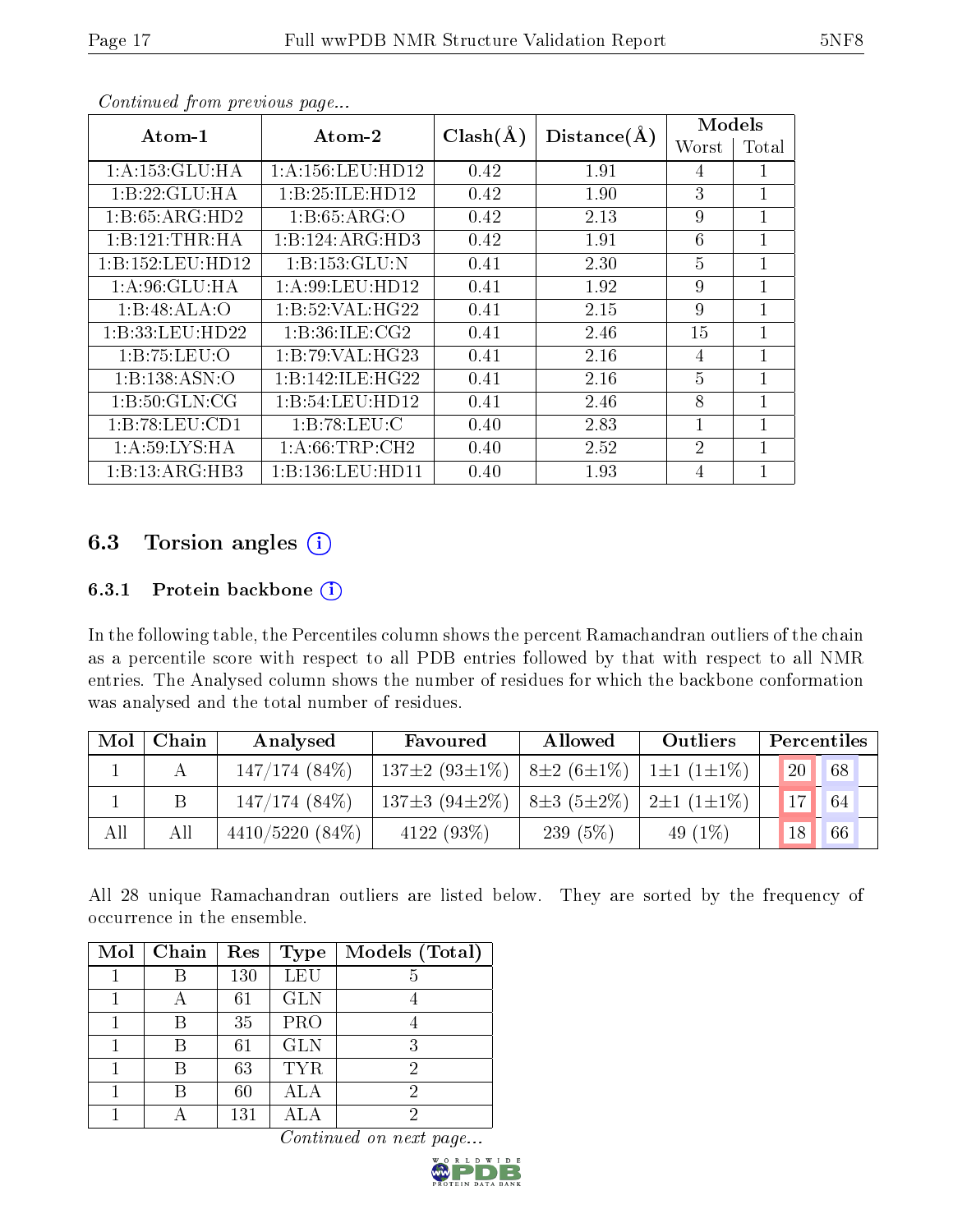*Continued from previous page...*

| Atom-1 | Atom-2 | Clash(Å) | Distance(Å) | Models | |
|---|---|---|---|---|---|
| | | | | Worst | Total |
| 1:A:153:GLU:HA | 1:A:156:LEU:HD12 | 0.42 | 1.91 | 4 | 1 |
| 1:B:22:GLU:HA | 1:B:25:ILE:HD12 | 0.42 | 1.90 | 3 | 1 |
| 1:B:65:ARG:HD2 | 1:B:65:ARG:O | 0.42 | 2.13 | 9 | 1 |
| 1:B:121:THR:HA | 1:B:124:ARG:HD3 | 0.42 | 1.91 | 6 | 1 |
| 1:B:152:LEU:HD12 | 1:B:153:GLU:N | 0.41 | 2.30 | 5 | 1 |
| 1:A:96:GLU:HA | 1:A:99:LEU:HD12 | 0.41 | 1.92 | 9 | 1 |
| 1:B:48:ALA:O | 1:B:52:VAL:HG22 | 0.41 | 2.15 | 9 | 1 |
| 1:B:33:LEU:HD22 | 1:B:36:ILE:CG2 | 0.41 | 2.46 | 15 | 1 |
| 1:B:75:LEU:O | 1:B:79:VAL:HG23 | 0.41 | 2.16 | 4 | 1 |
| 1:B:138:ASN:O | 1:B:142:ILE:HG22 | 0.41 | 2.16 | 5 | 1 |
| 1:B:50:GLN:CG | 1:B:54:LEU:HD12 | 0.41 | 2.46 | 8 | 1 |
| 1:B:78:LEU:CD1 | 1:B:78:LEU:C | 0.40 | 2.83 | 1 | 1 |
| 1:A:59:LYS:HA | 1:A:66:TRP:CH2 | 0.40 | 2.52 | 2 | 1 |
| 1:B:13:ARG:HB3 | 1:B:136:LEU:HD11 | 0.40 | 1.93 | 4 | 1 |

## 6.3 Torsion angles

### 6.3.1 Protein backbone

In the following table, the Percentiles column shows the percent Ramachandran outliers of the chain as a percentile score with respect to all PDB entries followed by that with respect to all NMR entries. The Analysed column shows the number of residues for which the backbone conformation was analysed and the total number of residues.

| Mol | Chain | Analysed | Favoured | Allowed | Outliers | Percentiles | |
|---|---|---|---|---|---|---|---|
| 1 | A | 147/174 (84%) | 137±2 (93±1%) | 8±2 (6±1%) | 1±1 (1±1%) | 20 | 68 |
| 1 | B | 147/174 (84%) | 137±3 (94±2%) | 8±3 (5±2%) | 2±1 (1±1%) | 17 | 64 |
| All | All | 4410/5220 (84%) | 4122 (93%) | 239 (5%) | 49 (1%) | 18 | 66 |

All 28 unique Ramachandran outliers are listed below. They are sorted by the frequency of occurrence in the ensemble.

| Mol | Chain | Res | Type | Models (Total) |
|---|---|---|---|---|
| 1 | B | 130 | LEU | 5 |
| 1 | A | 61 | GLN | 4 |
| 1 | B | 35 | PRO | 4 |
| 1 | B | 61 | GLN | 3 |
| 1 | B | 63 | TYR | 2 |
| 1 | B | 60 | ALA | 2 |
| 1 | A | 131 | ALA | 2 |

*Continued on next page...*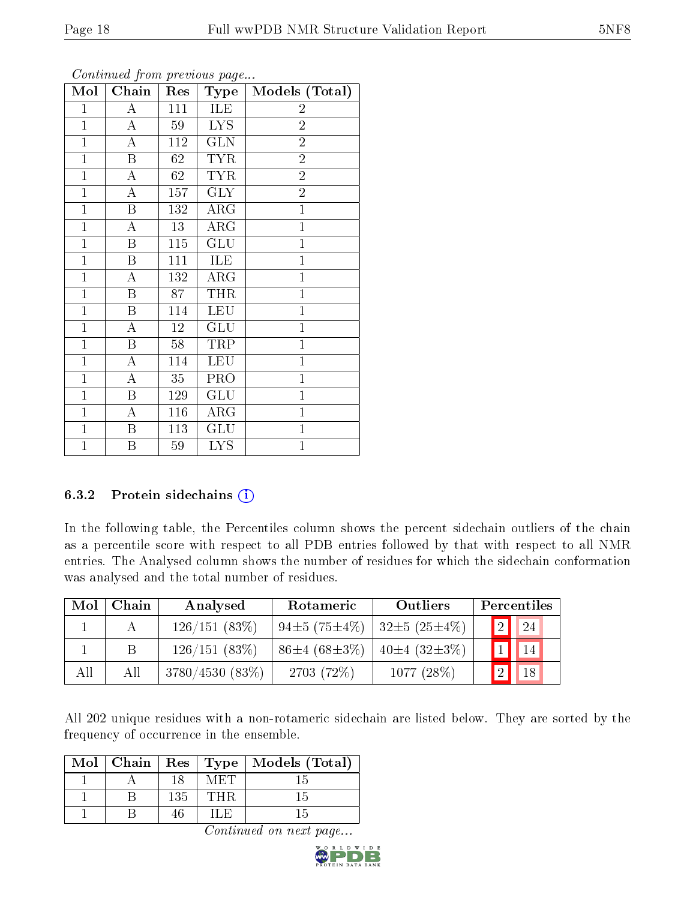*Continued from previous page...*

| Mol | Chain | Res | Type | Models (Total) |
|---|---|---|---|---|
| 1 | A | 111 | ILE | 2 |
| 1 | A | 59 | LYS | 2 |
| 1 | A | 112 | GLN | 2 |
| 1 | B | 62 | TYR | 2 |
| 1 | A | 62 | TYR | 2 |
| 1 | A | 157 | GLY | 2 |
| 1 | B | 132 | ARG | 1 |
| 1 | A | 13 | ARG | 1 |
| 1 | B | 115 | GLU | 1 |
| 1 | B | 111 | ILE | 1 |
| 1 | A | 132 | ARG | 1 |
| 1 | B | 87 | THR | 1 |
| 1 | B | 114 | LEU | 1 |
| 1 | A | 12 | GLU | 1 |
| 1 | B | 58 | TRP | 1 |
| 1 | A | 114 | LEU | 1 |
| 1 | A | 35 | PRO | 1 |
| 1 | B | 129 | GLU | 1 |
| 1 | A | 116 | ARG | 1 |
| 1 | B | 113 | GLU | 1 |
| 1 | B | 59 | LYS | 1 |

### 6.3.2 Protein sidechains

In the following table, the Percentiles column shows the percent sidechain outliers of the chain as a percentile score with respect to all PDB entries followed by that with respect to all NMR entries. The Analysed column shows the number of residues for which the sidechain conformation was analysed and the total number of residues.

| Mol | Chain | Analysed | Rotameric | Outliers | Percentiles | |
|---|---|---|---|---|---|---|
| 1 | A | 126/151 (83%) | 94±5 (75±4%) | 32±5 (25±4%) | 2 | 24 |
| 1 | B | 126/151 (83%) | 86±4 (68±3%) | 40±4 (32±3%) | 1 | 14 |
| All | All | 3780/4530 (83%) | 2703 (72%) | 1077 (28%) | 2 | 18 |

All 202 unique residues with a non-rotameric sidechain are listed below. They are sorted by the frequency of occurrence in the ensemble.

| Mol | Chain | Res | Type | Models (Total) |
|---|---|---|---|---|
| 1 | A | 18 | MET | 15 |
| 1 | B | 135 | THR | 15 |
| 1 | B | 46 | ILE | 15 |

*Continued on next page...*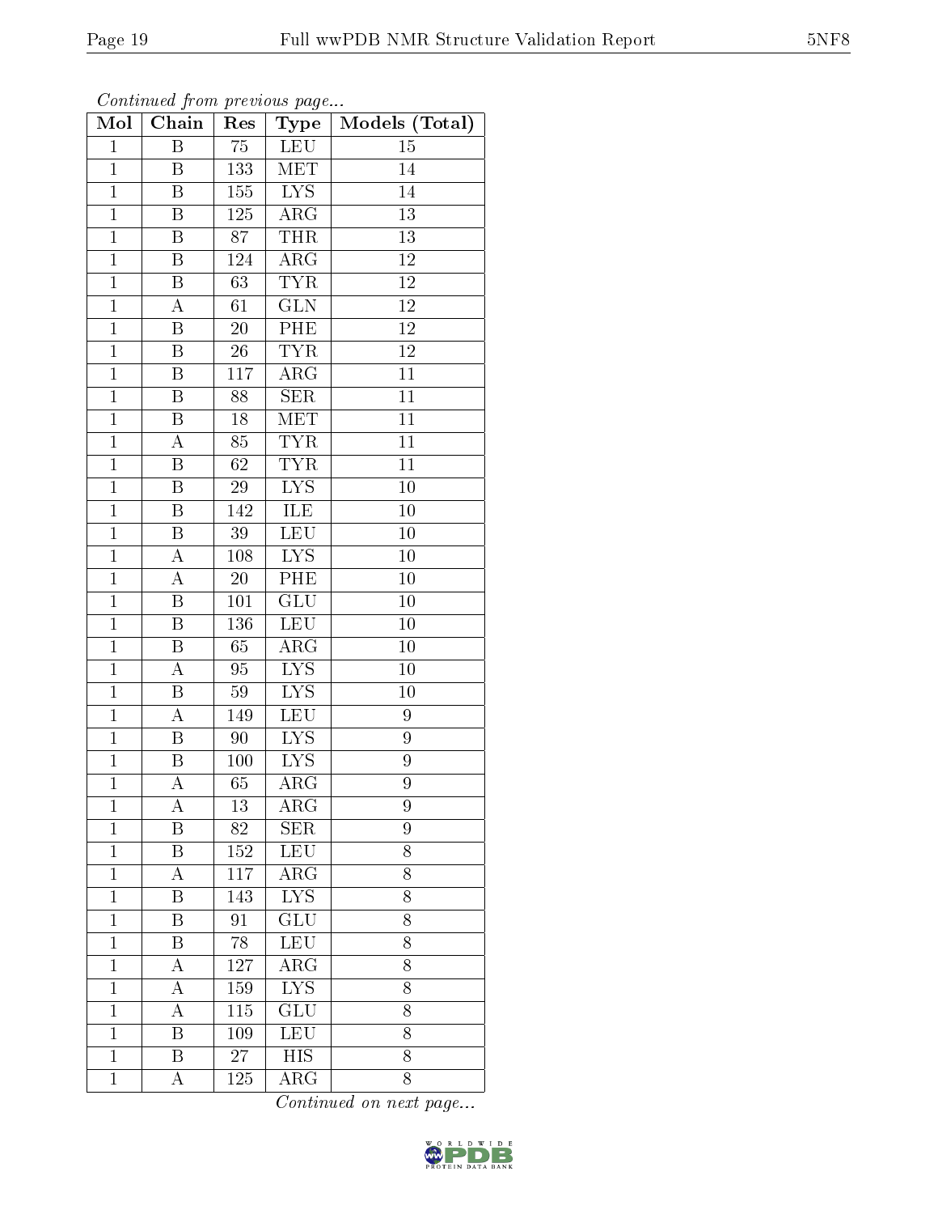*Continued from previous page...*

| Mol | Chain | Res | Type | Models (Total) |
|---|---|---|---|---|
| 1 | B | 75 | LEU | 15 |
| 1 | B | 133 | MET | 14 |
| 1 | B | 155 | LYS | 14 |
| 1 | B | 125 | ARG | 13 |
| 1 | B | 87 | THR | 13 |
| 1 | B | 124 | ARG | 12 |
| 1 | B | 63 | TYR | 12 |
| 1 | A | 61 | GLN | 12 |
| 1 | B | 20 | PHE | 12 |
| 1 | B | 26 | TYR | 12 |
| 1 | B | 117 | ARG | 11 |
| 1 | B | 88 | SER | 11 |
| 1 | B | 18 | MET | 11 |
| 1 | A | 85 | TYR | 11 |
| 1 | B | 62 | TYR | 11 |
| 1 | B | 29 | LYS | 10 |
| 1 | B | 142 | ILE | 10 |
| 1 | B | 39 | LEU | 10 |
| 1 | A | 108 | LYS | 10 |
| 1 | A | 20 | PHE | 10 |
| 1 | B | 101 | GLU | 10 |
| 1 | B | 136 | LEU | 10 |
| 1 | B | 65 | ARG | 10 |
| 1 | A | 95 | LYS | 10 |
| 1 | B | 59 | LYS | 10 |
| 1 | A | 149 | LEU | 9 |
| 1 | B | 90 | LYS | 9 |
| 1 | B | 100 | LYS | 9 |
| 1 | A | 65 | ARG | 9 |
| 1 | A | 13 | ARG | 9 |
| 1 | B | 82 | SER | 9 |
| 1 | B | 152 | LEU | 8 |
| 1 | A | 117 | ARG | 8 |
| 1 | B | 143 | LYS | 8 |
| 1 | B | 91 | GLU | 8 |
| 1 | B | 78 | LEU | 8 |
| 1 | A | 127 | ARG | 8 |
| 1 | A | 159 | LYS | 8 |
| 1 | A | 115 | GLU | 8 |
| 1 | B | 109 | LEU | 8 |
| 1 | B | 27 | HIS | 8 |
| 1 | A | 125 | ARG | 8 |

*Continued on next page...*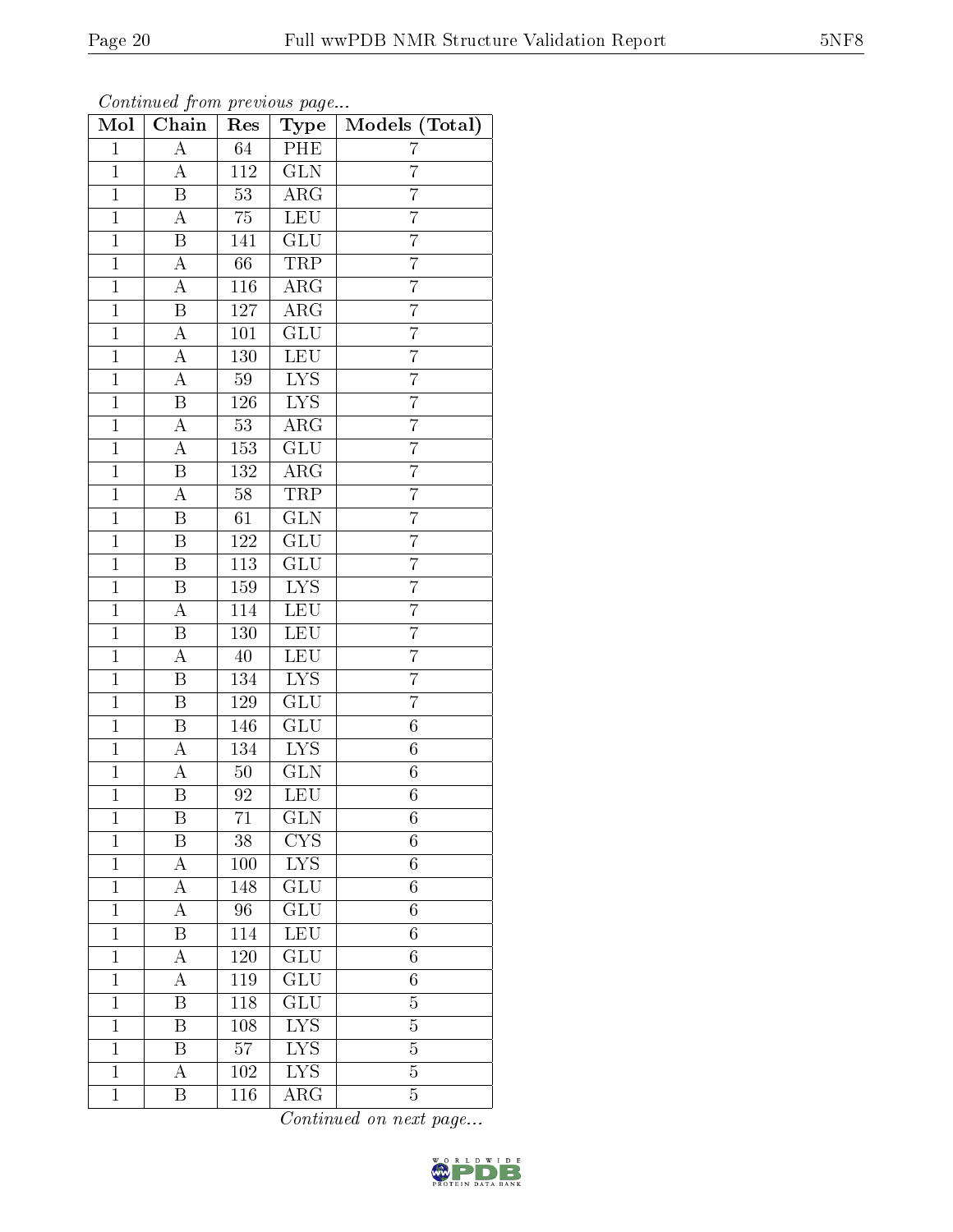*Continued from previous page...*

| Mol | Chain | Res | Type | Models (Total) |
|---|---|---|---|---|
| 1 | A | 64 | PHE | 7 |
| 1 | A | 112 | GLN | 7 |
| 1 | B | 53 | ARG | 7 |
| 1 | A | 75 | LEU | 7 |
| 1 | B | 141 | GLU | 7 |
| 1 | A | 66 | TRP | 7 |
| 1 | A | 116 | ARG | 7 |
| 1 | B | 127 | ARG | 7 |
| 1 | A | 101 | GLU | 7 |
| 1 | A | 130 | LEU | 7 |
| 1 | A | 59 | LYS | 7 |
| 1 | B | 126 | LYS | 7 |
| 1 | A | 53 | ARG | 7 |
| 1 | A | 153 | GLU | 7 |
| 1 | B | 132 | ARG | 7 |
| 1 | A | 58 | TRP | 7 |
| 1 | B | 61 | GLN | 7 |
| 1 | B | 122 | GLU | 7 |
| 1 | B | 113 | GLU | 7 |
| 1 | B | 159 | LYS | 7 |
| 1 | A | 114 | LEU | 7 |
| 1 | B | 130 | LEU | 7 |
| 1 | A | 40 | LEU | 7 |
| 1 | B | 134 | LYS | 7 |
| 1 | B | 129 | GLU | 7 |
| 1 | B | 146 | GLU | 6 |
| 1 | A | 134 | LYS | 6 |
| 1 | A | 50 | GLN | 6 |
| 1 | B | 92 | LEU | 6 |
| 1 | B | 71 | GLN | 6 |
| 1 | B | 38 | CYS | 6 |
| 1 | A | 100 | LYS | 6 |
| 1 | A | 148 | GLU | 6 |
| 1 | A | 96 | GLU | 6 |
| 1 | B | 114 | LEU | 6 |
| 1 | A | 120 | GLU | 6 |
| 1 | A | 119 | GLU | 6 |
| 1 | B | 118 | GLU | 5 |
| 1 | B | 108 | LYS | 5 |
| 1 | B | 57 | LYS | 5 |
| 1 | A | 102 | LYS | 5 |
| 1 | B | 116 | ARG | 5 |

*Continued on next page...*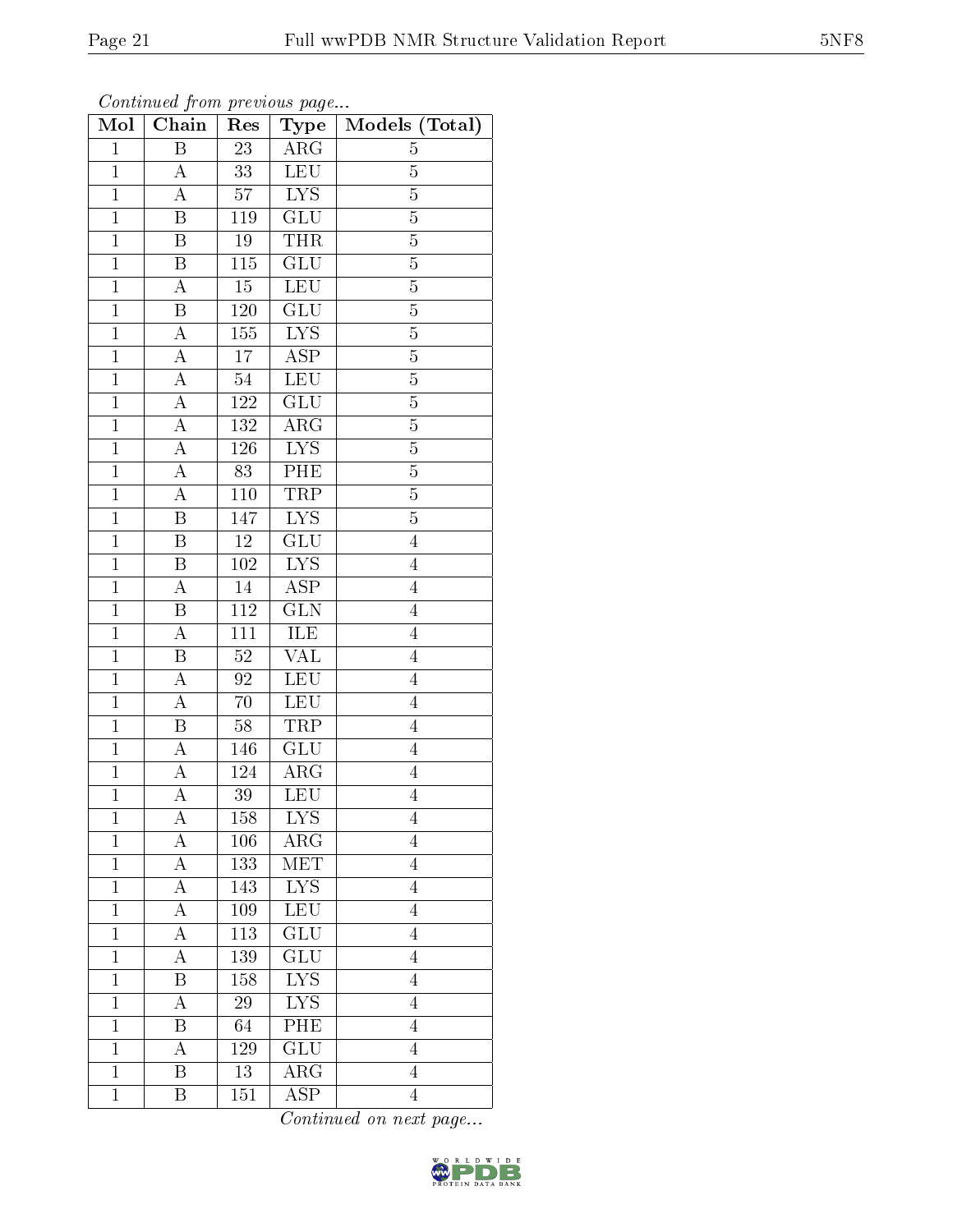*Continued from previous page...*

| Mol | Chain | Res | Type | Models (Total) |
|---|---|---|---|---|
| 1 | B | 23 | ARG | 5 |
| 1 | A | 33 | LEU | 5 |
| 1 | A | 57 | LYS | 5 |
| 1 | B | 119 | GLU | 5 |
| 1 | B | 19 | THR | 5 |
| 1 | B | 115 | GLU | 5 |
| 1 | A | 15 | LEU | 5 |
| 1 | B | 120 | GLU | 5 |
| 1 | A | 155 | LYS | 5 |
| 1 | A | 17 | ASP | 5 |
| 1 | A | 54 | LEU | 5 |
| 1 | A | 122 | GLU | 5 |
| 1 | A | 132 | ARG | 5 |
| 1 | A | 126 | LYS | 5 |
| 1 | A | 83 | PHE | 5 |
| 1 | A | 110 | TRP | 5 |
| 1 | B | 147 | LYS | 5 |
| 1 | B | 12 | GLU | 4 |
| 1 | B | 102 | LYS | 4 |
| 1 | A | 14 | ASP | 4 |
| 1 | B | 112 | GLN | 4 |
| 1 | A | 111 | ILE | 4 |
| 1 | B | 52 | VAL | 4 |
| 1 | A | 92 | LEU | 4 |
| 1 | A | 70 | LEU | 4 |
| 1 | B | 58 | TRP | 4 |
| 1 | A | 146 | GLU | 4 |
| 1 | A | 124 | ARG | 4 |
| 1 | A | 39 | LEU | 4 |
| 1 | A | 158 | LYS | 4 |
| 1 | A | 106 | ARG | 4 |
| 1 | A | 133 | MET | 4 |
| 1 | A | 143 | LYS | 4 |
| 1 | A | 109 | LEU | 4 |
| 1 | A | 113 | GLU | 4 |
| 1 | A | 139 | GLU | 4 |
| 1 | B | 158 | LYS | 4 |
| 1 | A | 29 | LYS | 4 |
| 1 | B | 64 | PHE | 4 |
| 1 | A | 129 | GLU | 4 |
| 1 | B | 13 | ARG | 4 |
| 1 | B | 151 | ASP | 4 |

*Continued on next page...*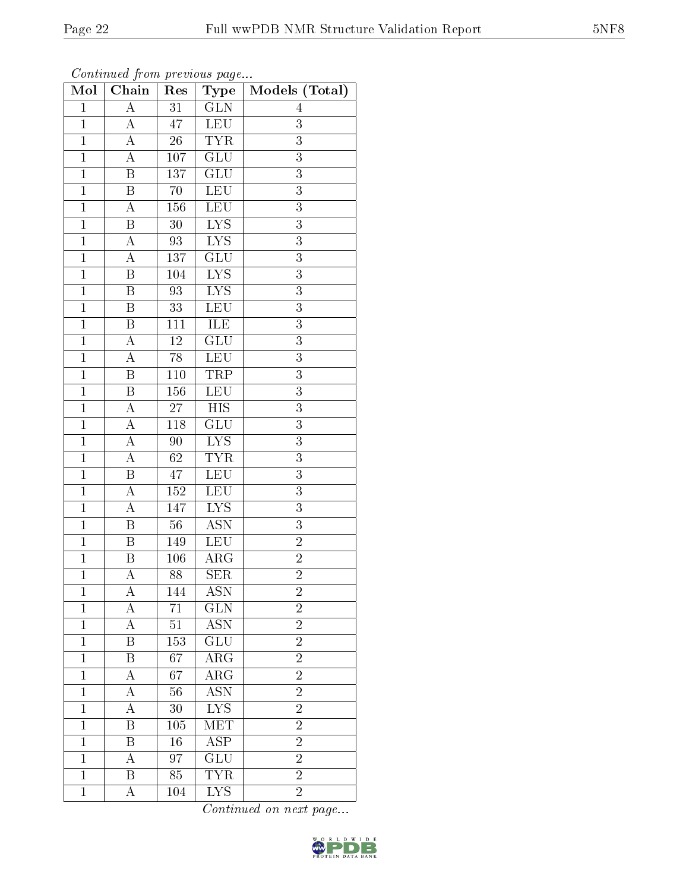*Continued from previous page...*

| Mol | Chain | Res | Type | Models (Total) |
|---|---|---|---|---|
| 1 | A | 31 | GLN | 4 |
| 1 | A | 47 | LEU | 3 |
| 1 | A | 26 | TYR | 3 |
| 1 | A | 107 | GLU | 3 |
| 1 | B | 137 | GLU | 3 |
| 1 | B | 70 | LEU | 3 |
| 1 | A | 156 | LEU | 3 |
| 1 | B | 30 | LYS | 3 |
| 1 | A | 93 | LYS | 3 |
| 1 | A | 137 | GLU | 3 |
| 1 | B | 104 | LYS | 3 |
| 1 | B | 93 | LYS | 3 |
| 1 | B | 33 | LEU | 3 |
| 1 | B | 111 | ILE | 3 |
| 1 | A | 12 | GLU | 3 |
| 1 | A | 78 | LEU | 3 |
| 1 | B | 110 | TRP | 3 |
| 1 | B | 156 | LEU | 3 |
| 1 | A | 27 | HIS | 3 |
| 1 | A | 118 | GLU | 3 |
| 1 | A | 90 | LYS | 3 |
| 1 | A | 62 | TYR | 3 |
| 1 | B | 47 | LEU | 3 |
| 1 | A | 152 | LEU | 3 |
| 1 | A | 147 | LYS | 3 |
| 1 | B | 56 | ASN | 3 |
| 1 | B | 149 | LEU | 2 |
| 1 | B | 106 | ARG | 2 |
| 1 | A | 88 | SER | 2 |
| 1 | A | 144 | ASN | 2 |
| 1 | A | 71 | GLN | 2 |
| 1 | A | 51 | ASN | 2 |
| 1 | B | 153 | GLU | 2 |
| 1 | B | 67 | ARG | 2 |
| 1 | A | 67 | ARG | 2 |
| 1 | A | 56 | ASN | 2 |
| 1 | A | 30 | LYS | 2 |
| 1 | B | 105 | MET | 2 |
| 1 | B | 16 | ASP | 2 |
| 1 | A | 97 | GLU | 2 |
| 1 | B | 85 | TYR | 2 |
| 1 | A | 104 | LYS | 2 |

*Continued on next page...*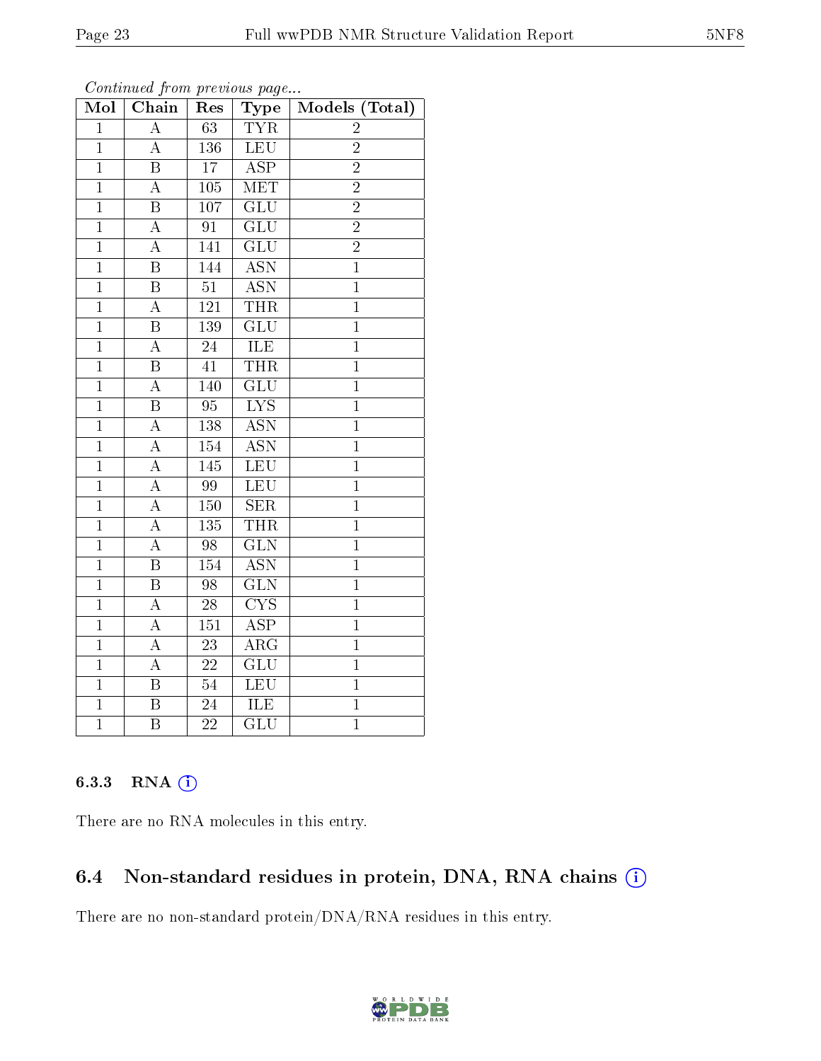*Continued from previous page...*

| Mol | Chain | Res | Type | Models (Total) |
|---|---|---|---|---|
| 1 | A | 63 | TYR | 2 |
| 1 | A | 136 | LEU | 2 |
| 1 | B | 17 | ASP | 2 |
| 1 | A | 105 | MET | 2 |
| 1 | B | 107 | GLU | 2 |
| 1 | A | 91 | GLU | 2 |
| 1 | A | 141 | GLU | 2 |
| 1 | B | 144 | ASN | 1 |
| 1 | B | 51 | ASN | 1 |
| 1 | A | 121 | THR | 1 |
| 1 | B | 139 | GLU | 1 |
| 1 | A | 24 | ILE | 1 |
| 1 | B | 41 | THR | 1 |
| 1 | A | 140 | GLU | 1 |
| 1 | B | 95 | LYS | 1 |
| 1 | A | 138 | ASN | 1 |
| 1 | A | 154 | ASN | 1 |
| 1 | A | 145 | LEU | 1 |
| 1 | A | 99 | LEU | 1 |
| 1 | A | 150 | SER | 1 |
| 1 | A | 135 | THR | 1 |
| 1 | A | 98 | GLN | 1 |
| 1 | B | 154 | ASN | 1 |
| 1 | B | 98 | GLN | 1 |
| 1 | A | 28 | CYS | 1 |
| 1 | A | 151 | ASP | 1 |
| 1 | A | 23 | ARG | 1 |
| 1 | A | 22 | GLU | 1 |
| 1 | B | 54 | LEU | 1 |
| 1 | B | 24 | ILE | 1 |
| 1 | B | 22 | GLU | 1 |

#### 6.3.3 RNA

There are no RNA molecules in this entry.

### 6.4 Non-standard residues in protein, DNA, RNA chains

There are no non-standard protein/DNA/RNA residues in this entry.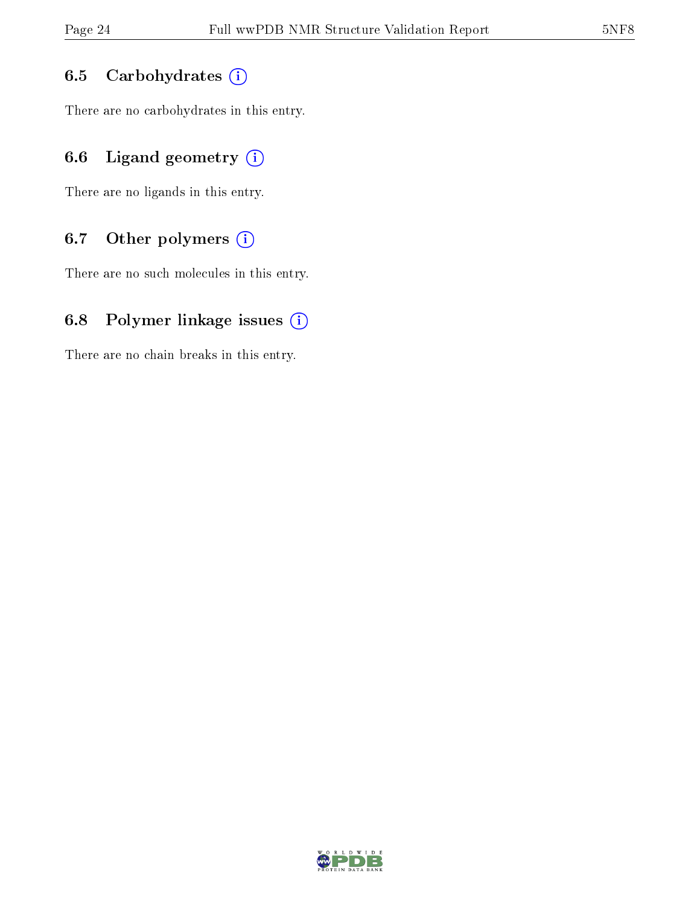### 6.5 Carbohydrates

There are no carbohydrates in this entry.

### 6.6 Ligand geometry

There are no ligands in this entry.

### 6.7 Other polymers

There are no such molecules in this entry.

### 6.8 Polymer linkage issues

There are no chain breaks in this entry.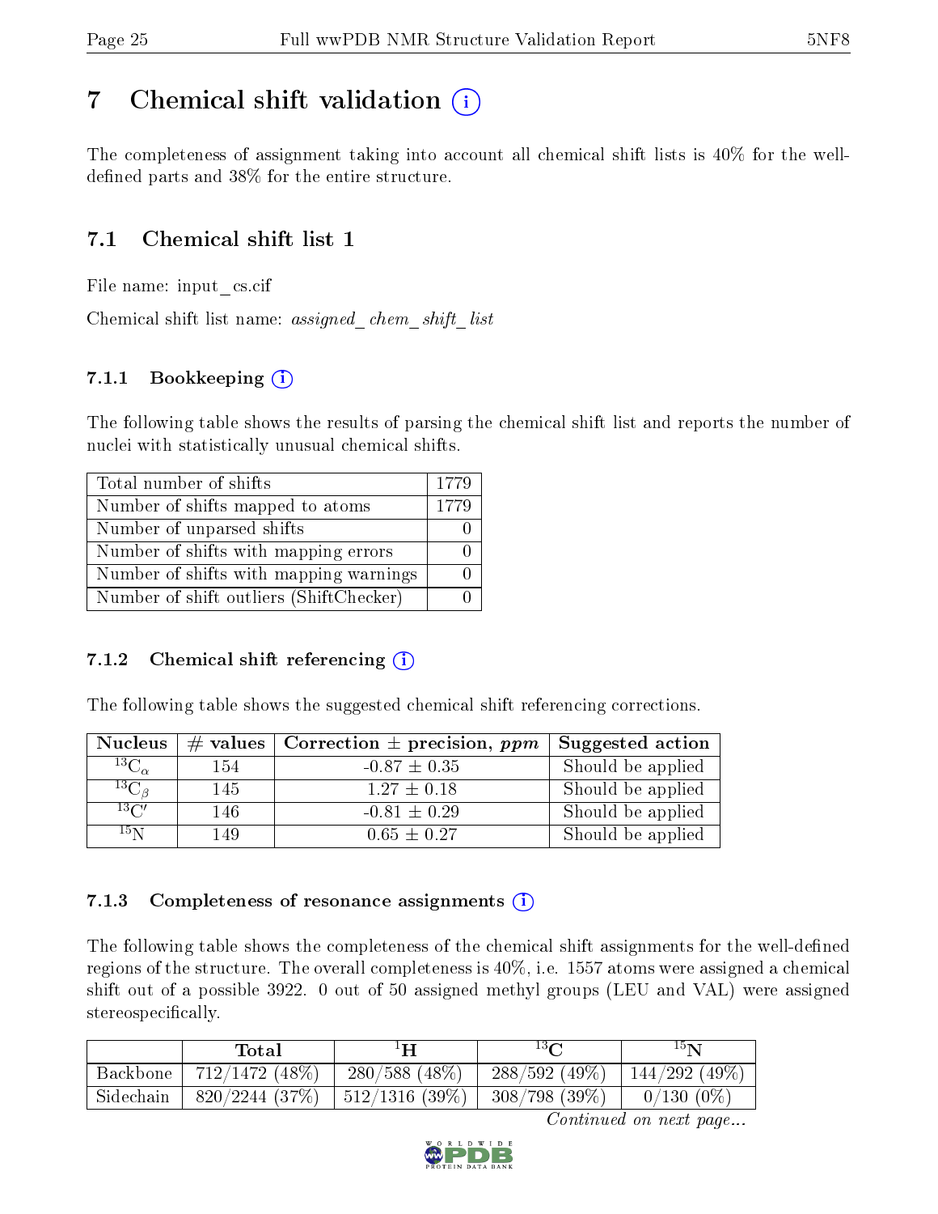# 7 Chemical shift validation (i)

The completeness of assignment taking into account all chemical shift lists is 40% for the well-defined parts and 38% for the entire structure.

## 7.1 Chemical shift list 1

File name: input_cs.cif

Chemical shift list name: *assigned_chem_shift_list*

### 7.1.1 Bookkeeping (i)

The following table shows the results of parsing the chemical shift list and reports the number of nuclei with statistically unusual chemical shifts.

| Total number of shifts | 1779 |
|---|---|
| Number of shifts mapped to atoms | 1779 |
| Number of unparsed shifts | 0 |
| Number of shifts with mapping errors | 0 |
| Number of shifts with mapping warnings | 0 |
| Number of shift outliers (ShiftChecker) | 0 |

### 7.1.2 Chemical shift referencing (i)

The following table shows the suggested chemical shift referencing corrections.

| Nucleus | # values | Correction ± precision, *ppm* | Suggested action |
|---|---|---|---|
| $^{13}C_{\alpha}$ | 154 | -0.87 ± 0.35 | Should be applied |
| $^{13}C_{\beta}$ | 145 | 1.27 ± 0.18 | Should be applied |
| $^{13}C'$ | 146 | -0.81 ± 0.29 | Should be applied |
| $^{15}N$ | 149 | 0.65 ± 0.27 | Should be applied |

### 7.1.3 Completeness of resonance assignments (i)

The following table shows the completeness of the chemical shift assignments for the well-defined regions of the structure. The overall completeness is 40%, i.e. 1557 atoms were assigned a chemical shift out of a possible 3922. 0 out of 50 assigned methyl groups (LEU and VAL) were assigned stereospecifically.

| | Total | $^{1}H$ | $^{13}C$ | $^{15}N$ |
|---|---|---|---|---|
| Backbone | 712/1472 (48%) | 280/588 (48%) | 288/592 (49%) | 144/292 (49%) |
| Sidechain | 820/2244 (37%) | 512/1316 (39%) | 308/798 (39%) | 0/130 (0%) |

*Continued on next page...*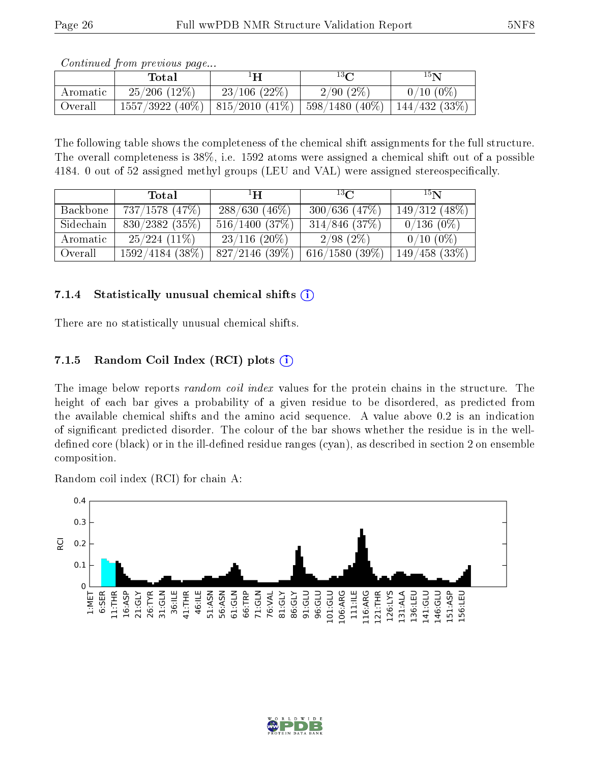*Continued from previous page...*

| | Total | $^{1}$H | $^{13}$C | $^{15}$N |
|---|---|---|---|---|
| Aromatic | 25/206 (12%) | 23/106 (22%) | 2/90 (2%) | 0/10 (0%) |
| Overall | 1557/3922 (40%) | 815/2010 (41%) | 598/1480 (40%) | 144/432 (33%) |

The following table shows the completeness of the chemical shift assignments for the full structure. The overall completeness is 38%, i.e. 1592 atoms were assigned a chemical shift out of a possible 4184. 0 out of 52 assigned methyl groups (LEU and VAL) were assigned stereospecifically.

| | Total | $^{1}$H | $^{13}$C | $^{15}$N |
|---|---|---|---|---|
| Backbone | 737/1578 (47%) | 288/630 (46%) | 300/636 (47%) | 149/312 (48%) |
| Sidechain | 830/2382 (35%) | 516/1400 (37%) | 314/846 (37%) | 0/136 (0%) |
| Aromatic | 25/224 (11%) | 23/116 (20%) | 2/98 (2%) | 0/10 (0%) |
| Overall | 1592/4184 (38%) | 827/2146 (39%) | 616/1580 (39%) | 149/458 (33%) |

### 7.1.4 Statistically unusual chemical shifts (i)

There are no statistically unusual chemical shifts.

### 7.1.5 Random Coil Index (RCI) plots (i)

The image below reports *random coil index* values for the protein chains in the structure. The height of each bar gives a probability of a given residue to be disordered, as predicted from the available chemical shifts and the amino acid sequence. A value above 0.2 is an indication of significant predicted disorder. The colour of the bar shows whether the residue is in the well-defined core (black) or in the ill-defined residue ranges (cyan), as described in section 2 on ensemble composition.

Random coil index (RCI) for chain A:

RCI
0.4
0.3
0.2
0.1
0
1:MET 6:SER 11:THR 16:ASP 21:GLY 26:TYR 31:GLN 36:ILE 41:THR 46:ILE 51:ASN 56:ASN 61:GLN 66:TRP 71:GLN 76:VAL 81:GLY 86:GLY 91:GLU 96:GLU 101:GLU 106:ARG 111:ILE 116:ARG 121:THR 126:LYS 131:ALA 136:LEU 141:GLU 146:GLU 151:ASP 156:LEU